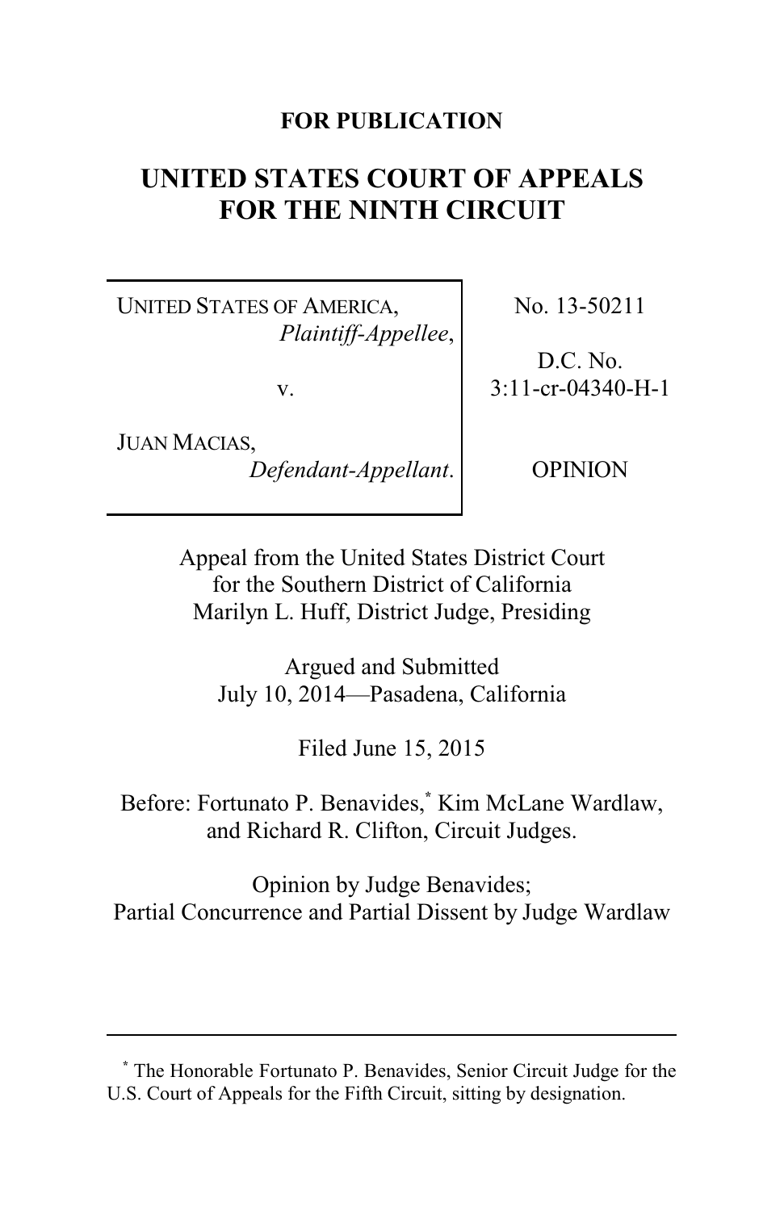**FOR PUBLICATION**

# UNITED STATES COURT OF APPEALS FOR THE NINTH CIRCUIT

| | |
|---|---|
| UNITED STATES OF AMERICA, *Plaintiff-Appellee*, v. JUAN MACIAS, *Defendant-Appellant*. | No. 13-50211<br><br>D.C. No. 3:11-cr-04340-H-1<br><br>OPINION |

Appeal from the United States District Court for the Southern District of California
Marilyn L. Huff, District Judge, Presiding

Argued and Submitted
July 10, 2014—Pasadena, California

Filed June 15, 2015

Before: Fortunato P. Benavides,[*] Kim McLane Wardlaw, and Richard R. Clifton, Circuit Judges.

Opinion by Judge Benavides;
Partial Concurrence and Partial Dissent by Judge Wardlaw

---

[*] The Honorable Fortunato P. Benavides, Senior Circuit Judge for the U.S. Court of Appeals for the Fifth Circuit, sitting by designation.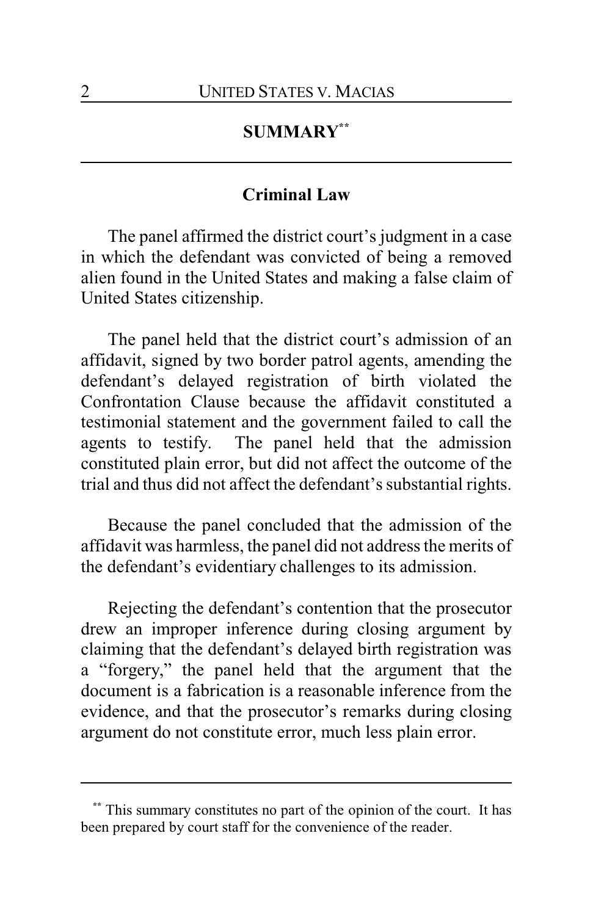## SUMMARY[**]

### Criminal Law

The panel affirmed the district court's judgment in a case in which the defendant was convicted of being a removed alien found in the United States and making a false claim of United States citizenship.

The panel held that the district court's admission of an affidavit, signed by two border patrol agents, amending the defendant's delayed registration of birth violated the Confrontation Clause because the affidavit constituted a testimonial statement and the government failed to call the agents to testify. The panel held that the admission constituted plain error, but did not affect the outcome of the trial and thus did not affect the defendant's substantial rights.

Because the panel concluded that the admission of the affidavit was harmless, the panel did not address the merits of the defendant's evidentiary challenges to its admission.

Rejecting the defendant's contention that the prosecutor drew an improper inference during closing argument by claiming that the defendant's delayed birth registration was a "forgery," the panel held that the argument that the document is a fabrication is a reasonable inference from the evidence, and that the prosecutor's remarks during closing argument do not constitute error, much less plain error.

---

[**] This summary constitutes no part of the opinion of the court. It has been prepared by court staff for the convenience of the reader.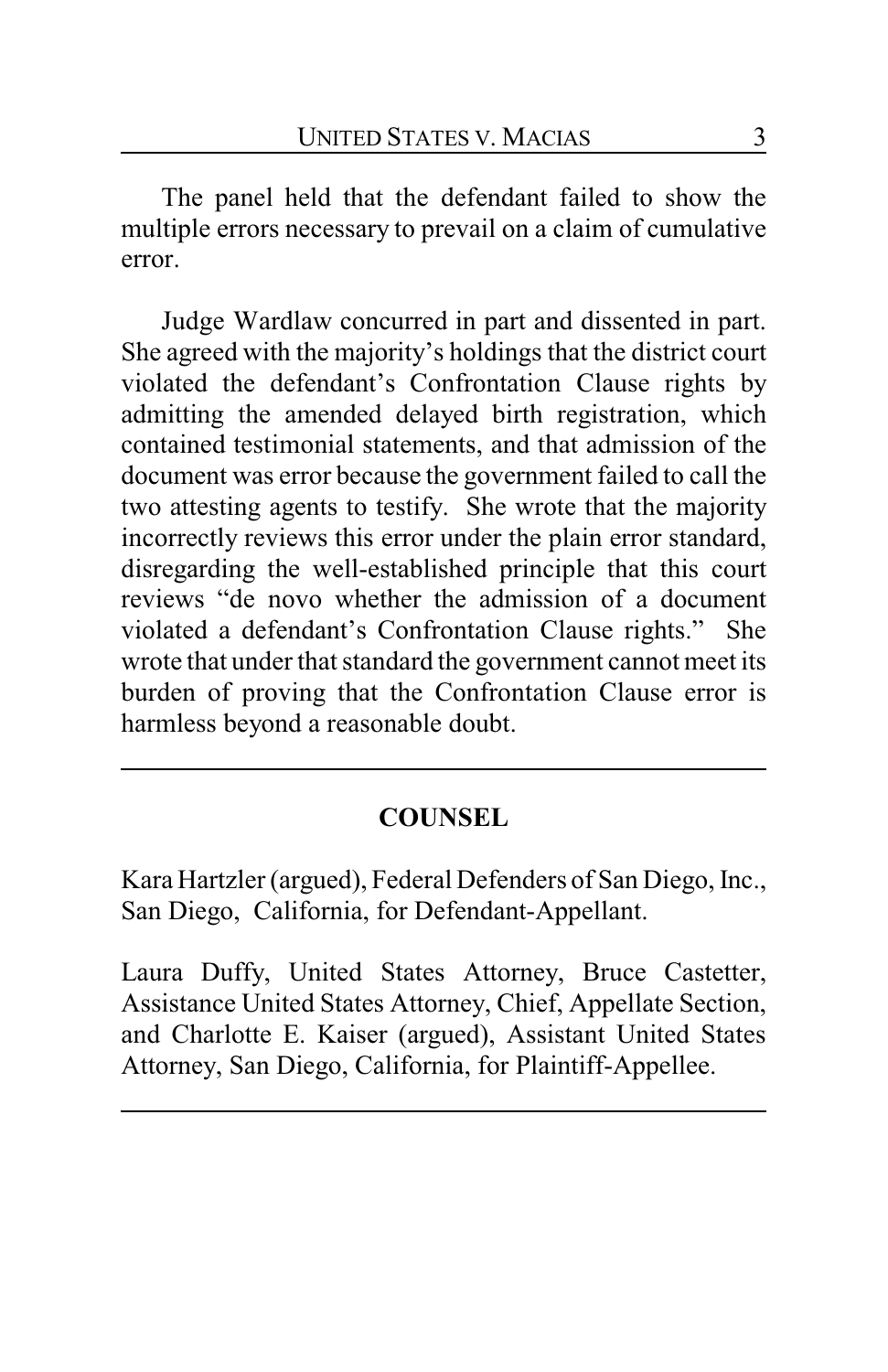The panel held that the defendant failed to show the multiple errors necessary to prevail on a claim of cumulative error.

Judge Wardlaw concurred in part and dissented in part. She agreed with the majority's holdings that the district court violated the defendant's Confrontation Clause rights by admitting the amended delayed birth registration, which contained testimonial statements, and that admission of the document was error because the government failed to call the two attesting agents to testify. She wrote that the majority incorrectly reviews this error under the plain error standard, disregarding the well-established principle that this court reviews "de novo whether the admission of a document violated a defendant's Confrontation Clause rights." She wrote that under that standard the government cannot meet its burden of proving that the Confrontation Clause error is harmless beyond a reasonable doubt.

---

## COUNSEL

Kara Hartzler (argued), Federal Defenders of San Diego, Inc., San Diego, California, for Defendant-Appellant.

Laura Duffy, United States Attorney, Bruce Castetter, Assistance United States Attorney, Chief, Appellate Section, and Charlotte E. Kaiser (argued), Assistant United States Attorney, San Diego, California, for Plaintiff-Appellee.

---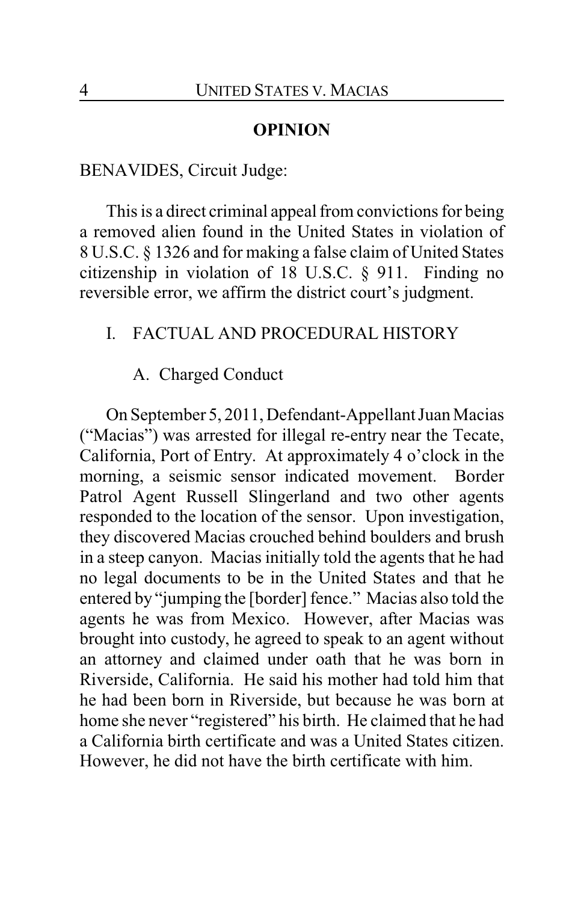## OPINION

BENAVIDES, Circuit Judge:

This is a direct criminal appeal from convictions for being a removed alien found in the United States in violation of 8 U.S.C. § 1326 and for making a false claim of United States citizenship in violation of 18 U.S.C. § 911. Finding no reversible error, we affirm the district court's judgment.

### I. FACTUAL AND PROCEDURAL HISTORY

#### A. Charged Conduct

On September 5, 2011, Defendant-Appellant Juan Macias ("Macias") was arrested for illegal re-entry near the Tecate, California, Port of Entry. At approximately 4 o'clock in the morning, a seismic sensor indicated movement. Border Patrol Agent Russell Slingerland and two other agents responded to the location of the sensor. Upon investigation, they discovered Macias crouched behind boulders and brush in a steep canyon. Macias initially told the agents that he had no legal documents to be in the United States and that he entered by "jumping the [border] fence." Macias also told the agents he was from Mexico. However, after Macias was brought into custody, he agreed to speak to an agent without an attorney and claimed under oath that he was born in Riverside, California. He said his mother had told him that he had been born in Riverside, but because he was born at home she never "registered" his birth. He claimed that he had a California birth certificate and was a United States citizen. However, he did not have the birth certificate with him.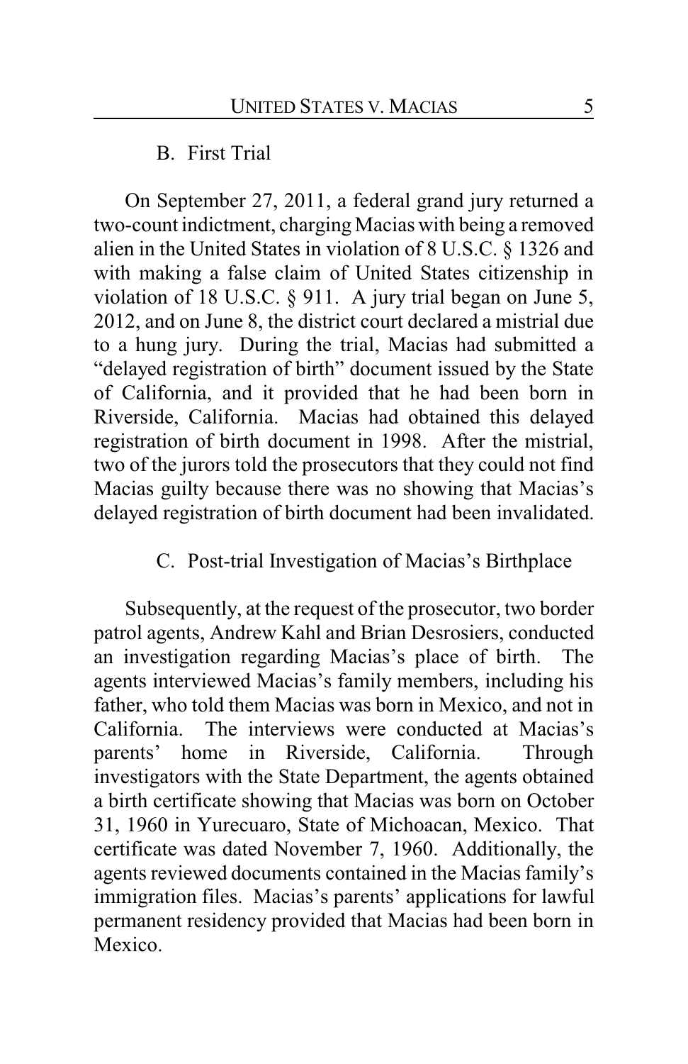### B. First Trial

On September 27, 2011, a federal grand jury returned a two-count indictment, charging Macias with being a removed alien in the United States in violation of 8 U.S.C. § 1326 and with making a false claim of United States citizenship in violation of 18 U.S.C. § 911. A jury trial began on June 5, 2012, and on June 8, the district court declared a mistrial due to a hung jury. During the trial, Macias had submitted a "delayed registration of birth" document issued by the State of California, and it provided that he had been born in Riverside, California. Macias had obtained this delayed registration of birth document in 1998. After the mistrial, two of the jurors told the prosecutors that they could not find Macias guilty because there was no showing that Macias's delayed registration of birth document had been invalidated.

### C. Post-trial Investigation of Macias's Birthplace

Subsequently, at the request of the prosecutor, two border patrol agents, Andrew Kahl and Brian Desrosiers, conducted an investigation regarding Macias's place of birth. The agents interviewed Macias's family members, including his father, who told them Macias was born in Mexico, and not in California. The interviews were conducted at Macias's parents' home in Riverside, California. Through investigators with the State Department, the agents obtained a birth certificate showing that Macias was born on October 31, 1960 in Yurecuaro, State of Michoacan, Mexico. That certificate was dated November 7, 1960. Additionally, the agents reviewed documents contained in the Macias family's immigration files. Macias's parents' applications for lawful permanent residency provided that Macias had been born in Mexico.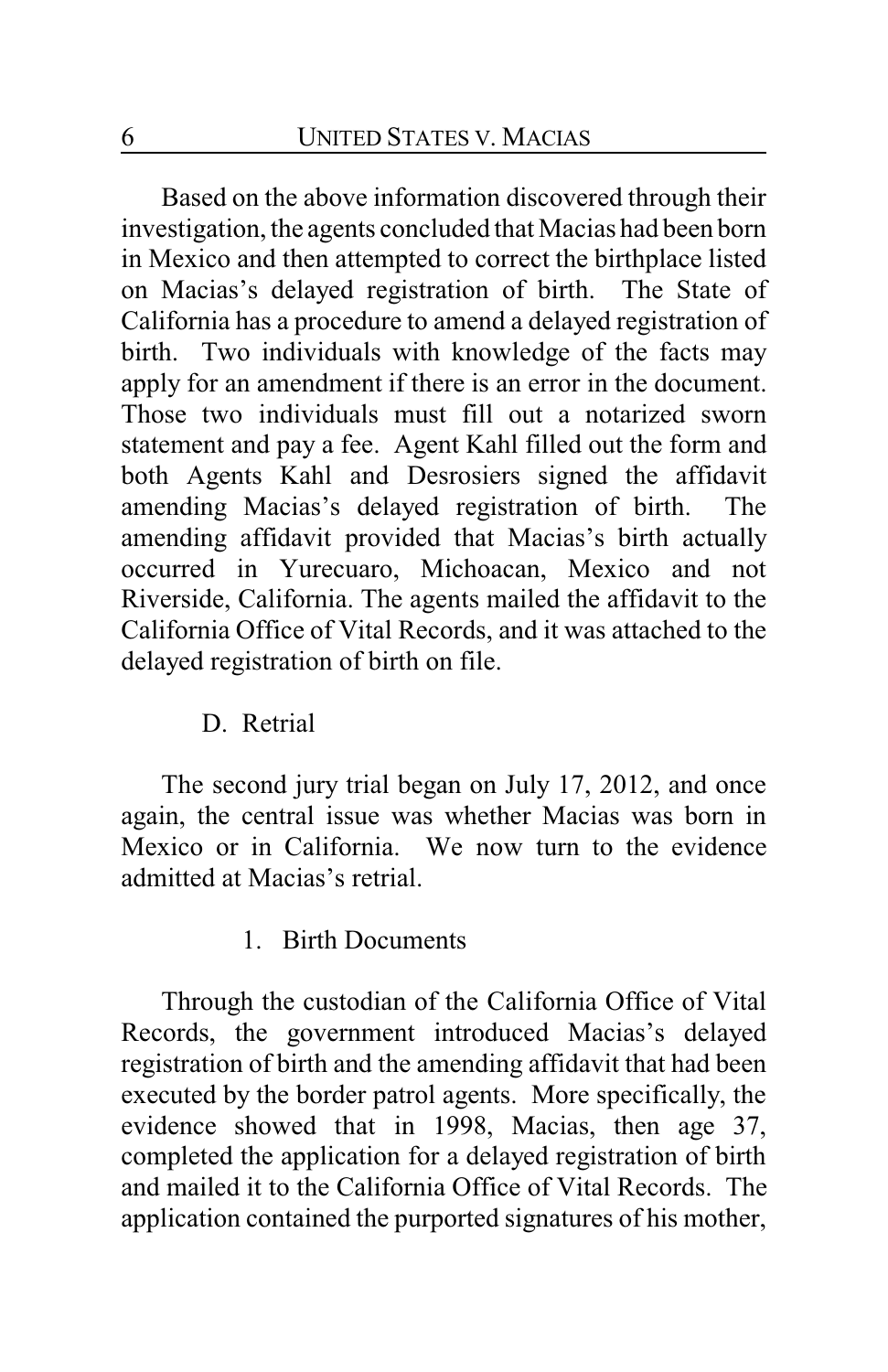Based on the above information discovered through their investigation, the agents concluded that Macias had been born in Mexico and then attempted to correct the birthplace listed on Macias's delayed registration of birth. The State of California has a procedure to amend a delayed registration of birth. Two individuals with knowledge of the facts may apply for an amendment if there is an error in the document. Those two individuals must fill out a notarized sworn statement and pay a fee. Agent Kahl filled out the form and both Agents Kahl and Desrosiers signed the affidavit amending Macias's delayed registration of birth. The amending affidavit provided that Macias's birth actually occurred in Yurecuaro, Michoacan, Mexico and not Riverside, California. The agents mailed the affidavit to the California Office of Vital Records, and it was attached to the delayed registration of birth on file.

### D. Retrial

The second jury trial began on July 17, 2012, and once again, the central issue was whether Macias was born in Mexico or in California. We now turn to the evidence admitted at Macias's retrial.

#### 1. Birth Documents

Through the custodian of the California Office of Vital Records, the government introduced Macias's delayed registration of birth and the amending affidavit that had been executed by the border patrol agents. More specifically, the evidence showed that in 1998, Macias, then age 37, completed the application for a delayed registration of birth and mailed it to the California Office of Vital Records. The application contained the purported signatures of his mother,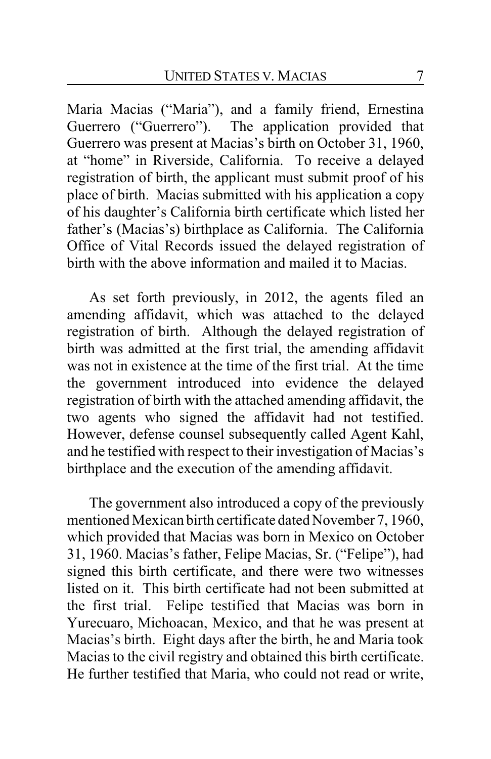Maria Macias ("Maria"), and a family friend, Ernestina Guerrero ("Guerrero"). The application provided that Guerrero was present at Macias's birth on October 31, 1960, at "home" in Riverside, California. To receive a delayed registration of birth, the applicant must submit proof of his place of birth. Macias submitted with his application a copy of his daughter's California birth certificate which listed her father's (Macias's) birthplace as California. The California Office of Vital Records issued the delayed registration of birth with the above information and mailed it to Macias.

As set forth previously, in 2012, the agents filed an amending affidavit, which was attached to the delayed registration of birth. Although the delayed registration of birth was admitted at the first trial, the amending affidavit was not in existence at the time of the first trial. At the time the government introduced into evidence the delayed registration of birth with the attached amending affidavit, the two agents who signed the affidavit had not testified. However, defense counsel subsequently called Agent Kahl, and he testified with respect to their investigation of Macias's birthplace and the execution of the amending affidavit.

The government also introduced a copy of the previously mentioned Mexican birth certificate dated November 7, 1960, which provided that Macias was born in Mexico on October 31, 1960. Macias's father, Felipe Macias, Sr. ("Felipe"), had signed this birth certificate, and there were two witnesses listed on it. This birth certificate had not been submitted at the first trial. Felipe testified that Macias was born in Yurecuaro, Michoacan, Mexico, and that he was present at Macias's birth. Eight days after the birth, he and Maria took Macias to the civil registry and obtained this birth certificate. He further testified that Maria, who could not read or write,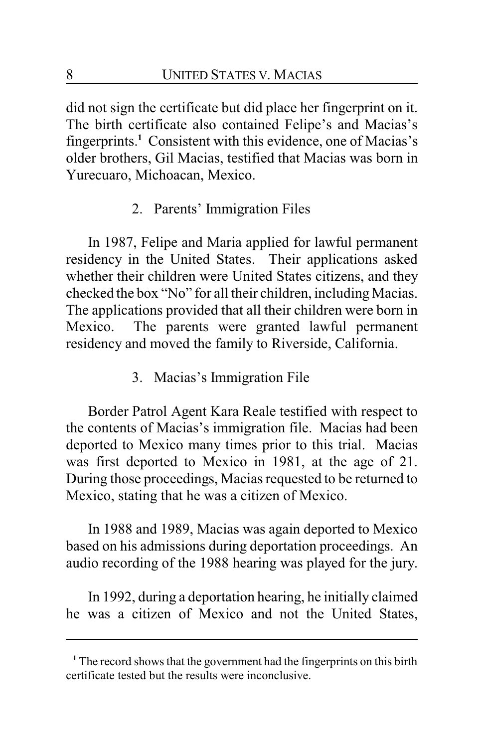did not sign the certificate but did place her fingerprint on it. The birth certificate also contained Felipe's and Macias's fingerprints.[1] Consistent with this evidence, one of Macias's older brothers, Gil Macias, testified that Macias was born in Yurecuaro, Michoacan, Mexico.

### 2. Parents' Immigration Files

In 1987, Felipe and Maria applied for lawful permanent residency in the United States. Their applications asked whether their children were United States citizens, and they checked the box "No" for all their children, including Macias. The applications provided that all their children were born in Mexico. The parents were granted lawful permanent residency and moved the family to Riverside, California.

### 3. Macias's Immigration File

Border Patrol Agent Kara Reale testified with respect to the contents of Macias's immigration file. Macias had been deported to Mexico many times prior to this trial. Macias was first deported to Mexico in 1981, at the age of 21. During those proceedings, Macias requested to be returned to Mexico, stating that he was a citizen of Mexico.

In 1988 and 1989, Macias was again deported to Mexico based on his admissions during deportation proceedings. An audio recording of the 1988 hearing was played for the jury.

In 1992, during a deportation hearing, he initially claimed he was a citizen of Mexico and not the United States,

---

[1] The record shows that the government had the fingerprints on this birth certificate tested but the results were inconclusive.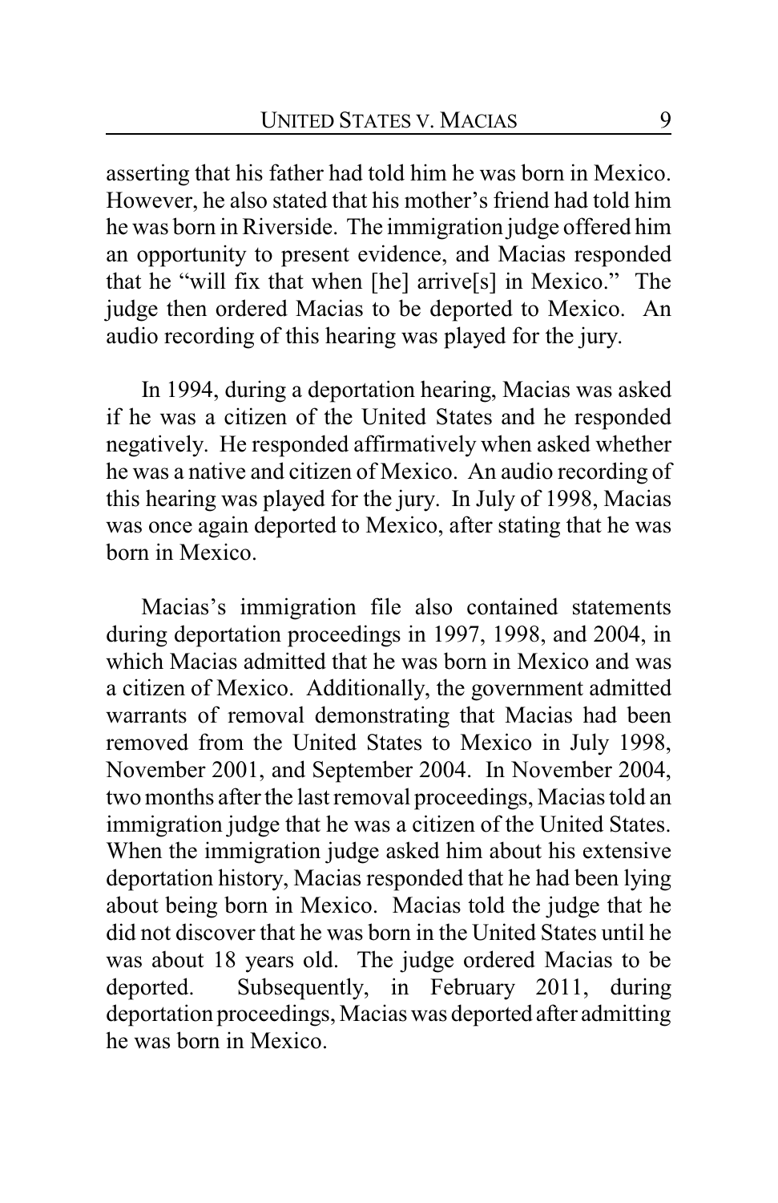asserting that his father had told him he was born in Mexico. However, he also stated that his mother's friend had told him he was born in Riverside. The immigration judge offered him an opportunity to present evidence, and Macias responded that he "will fix that when [he] arrive[s] in Mexico." The judge then ordered Macias to be deported to Mexico. An audio recording of this hearing was played for the jury.

In 1994, during a deportation hearing, Macias was asked if he was a citizen of the United States and he responded negatively. He responded affirmatively when asked whether he was a native and citizen of Mexico. An audio recording of this hearing was played for the jury. In July of 1998, Macias was once again deported to Mexico, after stating that he was born in Mexico.

Macias's immigration file also contained statements during deportation proceedings in 1997, 1998, and 2004, in which Macias admitted that he was born in Mexico and was a citizen of Mexico. Additionally, the government admitted warrants of removal demonstrating that Macias had been removed from the United States to Mexico in July 1998, November 2001, and September 2004. In November 2004, two months after the last removal proceedings, Macias told an immigration judge that he was a citizen of the United States. When the immigration judge asked him about his extensive deportation history, Macias responded that he had been lying about being born in Mexico. Macias told the judge that he did not discover that he was born in the United States until he was about 18 years old. The judge ordered Macias to be deported. Subsequently, in February 2011, during deportation proceedings, Macias was deported after admitting he was born in Mexico.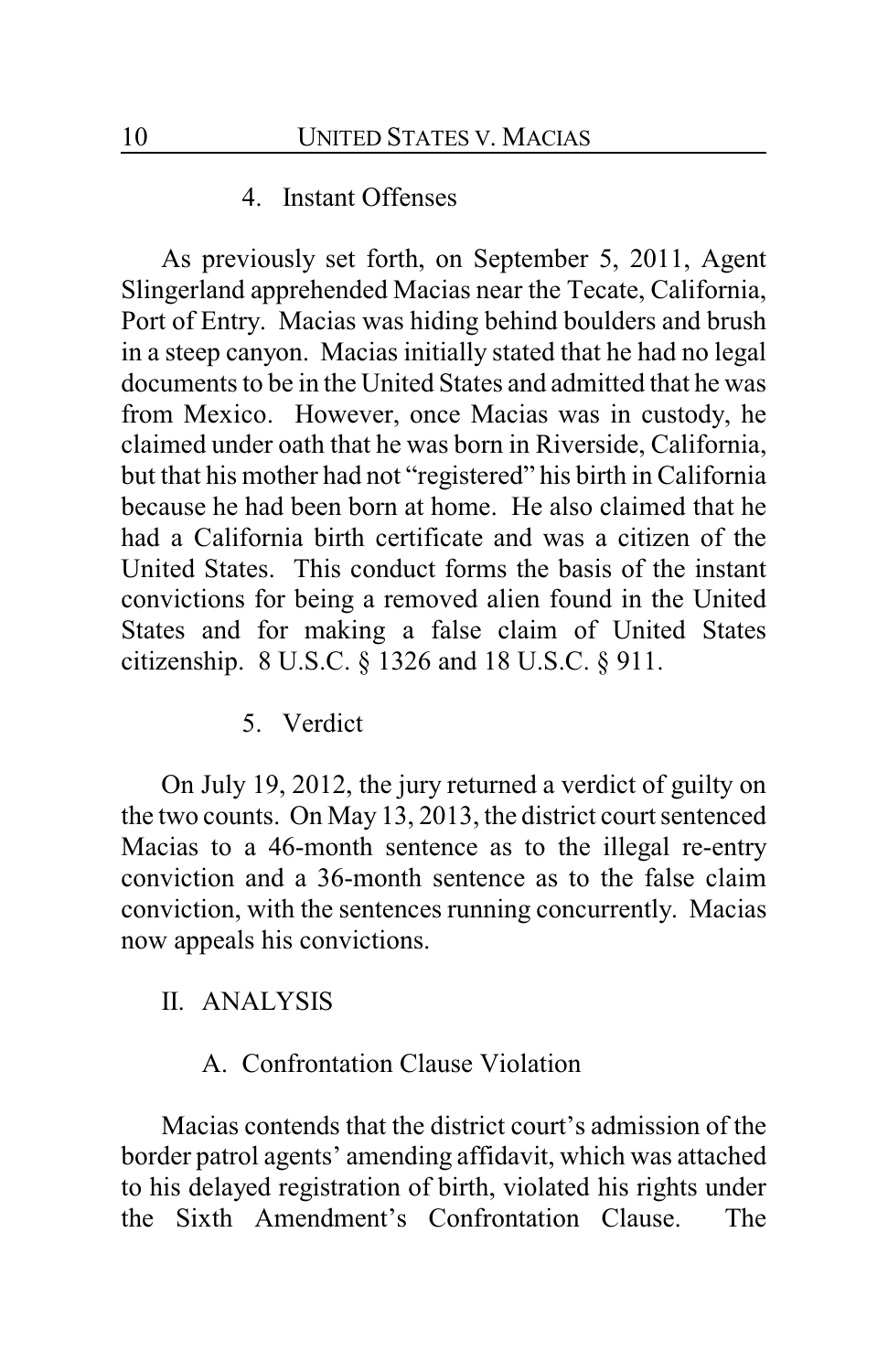#### 4. Instant Offenses

As previously set forth, on September 5, 2011, Agent Slingerland apprehended Macias near the Tecate, California, Port of Entry. Macias was hiding behind boulders and brush in a steep canyon. Macias initially stated that he had no legal documents to be in the United States and admitted that he was from Mexico. However, once Macias was in custody, he claimed under oath that he was born in Riverside, California, but that his mother had not "registered" his birth in California because he had been born at home. He also claimed that he had a California birth certificate and was a citizen of the United States. This conduct forms the basis of the instant convictions for being a removed alien found in the United States and for making a false claim of United States citizenship. 8 U.S.C. § 1326 and 18 U.S.C. § 911.

#### 5. Verdict

On July 19, 2012, the jury returned a verdict of guilty on the two counts. On May 13, 2013, the district court sentenced Macias to a 46-month sentence as to the illegal re-entry conviction and a 36-month sentence as to the false claim conviction, with the sentences running concurrently. Macias now appeals his convictions.

## II. ANALYSIS

### A. Confrontation Clause Violation

Macias contends that the district court's admission of the border patrol agents' amending affidavit, which was attached to his delayed registration of birth, violated his rights under the Sixth Amendment's Confrontation Clause. The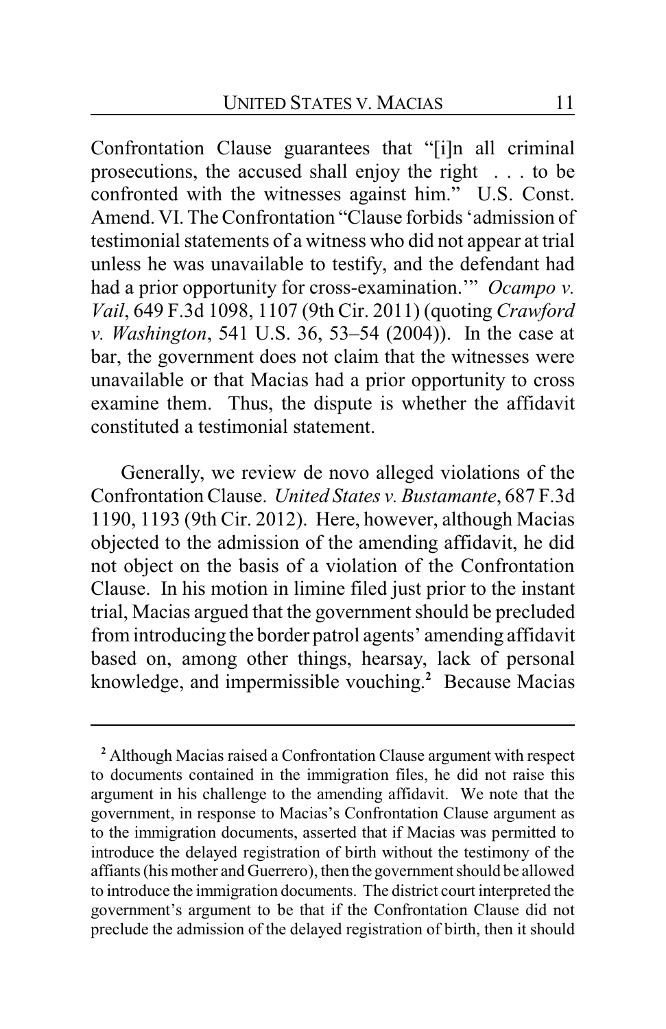Confrontation Clause guarantees that "[i]n all criminal prosecutions, the accused shall enjoy the right . . . to be confronted with the witnesses against him." U.S. Const. Amend. VI. The Confrontation "Clause forbids 'admission of testimonial statements of a witness who did not appear at trial unless he was unavailable to testify, and the defendant had had a prior opportunity for cross-examination.'" *Ocampo v. Vail*, 649 F.3d 1098, 1107 (9th Cir. 2011) (quoting *Crawford v. Washington*, 541 U.S. 36, 53–54 (2004)). In the case at bar, the government does not claim that the witnesses were unavailable or that Macias had a prior opportunity to cross examine them. Thus, the dispute is whether the affidavit constituted a testimonial statement.

Generally, we review de novo alleged violations of the Confrontation Clause. *United States v. Bustamante*, 687 F.3d 1190, 1193 (9th Cir. 2012). Here, however, although Macias objected to the admission of the amending affidavit, he did not object on the basis of a violation of the Confrontation Clause. In his motion in limine filed just prior to the instant trial, Macias argued that the government should be precluded from introducing the border patrol agents' amending affidavit based on, among other things, hearsay, lack of personal knowledge, and impermissible vouching.[2] Because Macias

---

[2] Although Macias raised a Confrontation Clause argument with respect to documents contained in the immigration files, he did not raise this argument in his challenge to the amending affidavit. We note that the government, in response to Macias's Confrontation Clause argument as to the immigration documents, asserted that if Macias was permitted to introduce the delayed registration of birth without the testimony of the affiants (his mother and Guerrero), then the government should be allowed to introduce the immigration documents. The district court interpreted the government's argument to be that if the Confrontation Clause did not preclude the admission of the delayed registration of birth, then it should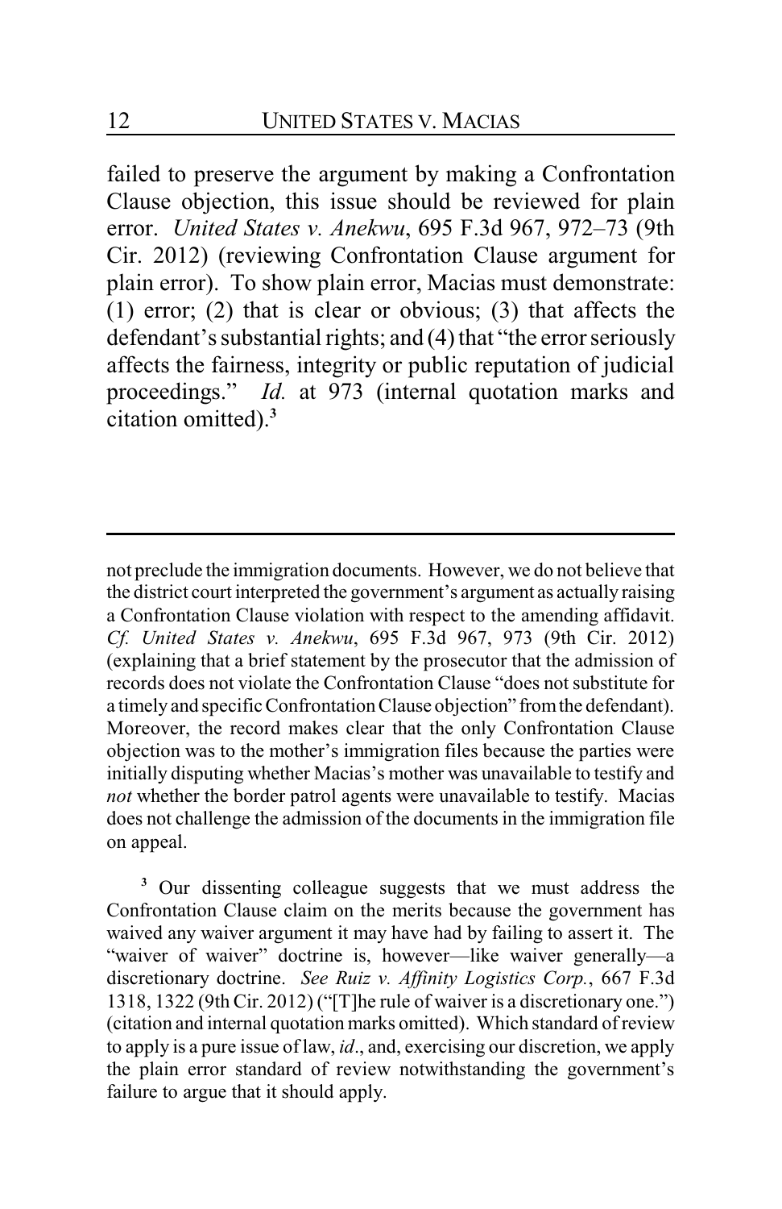failed to preserve the argument by making a Confrontation Clause objection, this issue should be reviewed for plain error. *United States v. Anekwu*, 695 F.3d 967, 972–73 (9th Cir. 2012) (reviewing Confrontation Clause argument for plain error). To show plain error, Macias must demonstrate: (1) error; (2) that is clear or obvious; (3) that affects the defendant's substantial rights; and (4) that "the error seriously affects the fairness, integrity or public reputation of judicial proceedings." *Id.* at 973 (internal quotation marks and citation omitted).[3]

---

not preclude the immigration documents. However, we do not believe that the district court interpreted the government's argument as actually raising a Confrontation Clause violation with respect to the amending affidavit. *Cf. United States v. Anekwu*, 695 F.3d 967, 973 (9th Cir. 2012) (explaining that a brief statement by the prosecutor that the admission of records does not violate the Confrontation Clause "does not substitute for a timely and specific Confrontation Clause objection" from the defendant). Moreover, the record makes clear that the only Confrontation Clause objection was to the mother's immigration files because the parties were initially disputing whether Macias's mother was unavailable to testify and *not* whether the border patrol agents were unavailable to testify. Macias does not challenge the admission of the documents in the immigration file on appeal.

[3] Our dissenting colleague suggests that we must address the Confrontation Clause claim on the merits because the government has waived any waiver argument it may have had by failing to assert it. The "waiver of waiver" doctrine is, however—like waiver generally—a discretionary doctrine. *See Ruiz v. Affinity Logistics Corp.*, 667 F.3d 1318, 1322 (9th Cir. 2012) ("[T]he rule of waiver is a discretionary one.") (citation and internal quotation marks omitted). Which standard of review to apply is a pure issue of law, *id*., and, exercising our discretion, we apply the plain error standard of review notwithstanding the government's failure to argue that it should apply.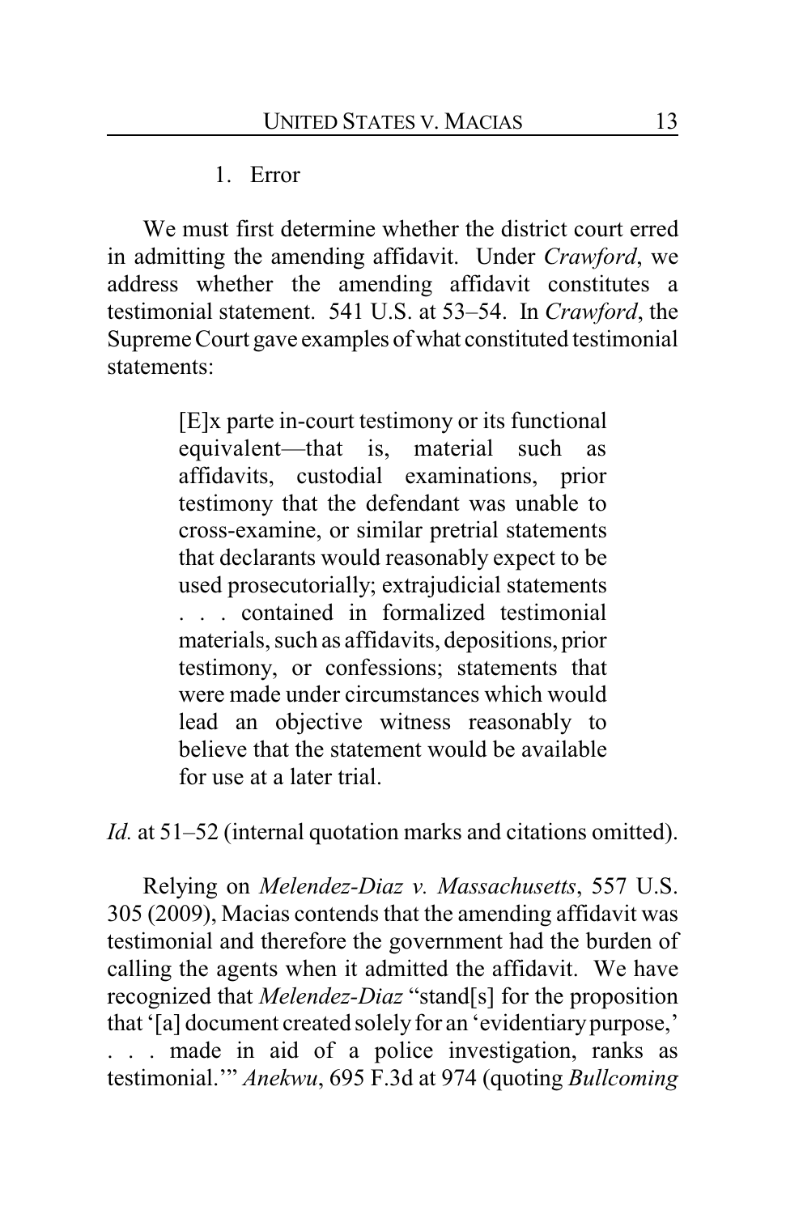1. Error

We must first determine whether the district court erred in admitting the amending affidavit. Under *Crawford*, we address whether the amending affidavit constitutes a testimonial statement. 541 U.S. at 53–54. In *Crawford*, the Supreme Court gave examples of what constituted testimonial statements:

> [E]x parte in-court testimony or its functional equivalent—that is, material such as affidavits, custodial examinations, prior testimony that the defendant was unable to cross-examine, or similar pretrial statements that declarants would reasonably expect to be used prosecutorially; extrajudicial statements . . . contained in formalized testimonial materials, such as affidavits, depositions, prior testimony, or confessions; statements that were made under circumstances which would lead an objective witness reasonably to believe that the statement would be available for use at a later trial.

*Id.* at 51–52 (internal quotation marks and citations omitted).

Relying on *Melendez-Diaz v. Massachusetts*, 557 U.S. 305 (2009), Macias contends that the amending affidavit was testimonial and therefore the government had the burden of calling the agents when it admitted the affidavit. We have recognized that *Melendez-Diaz* "stand[s] for the proposition that '[a] document created solely for an 'evidentiary purpose,' . . . made in aid of a police investigation, ranks as testimonial.'" *Anekwu*, 695 F.3d at 974 (quoting *Bullcoming*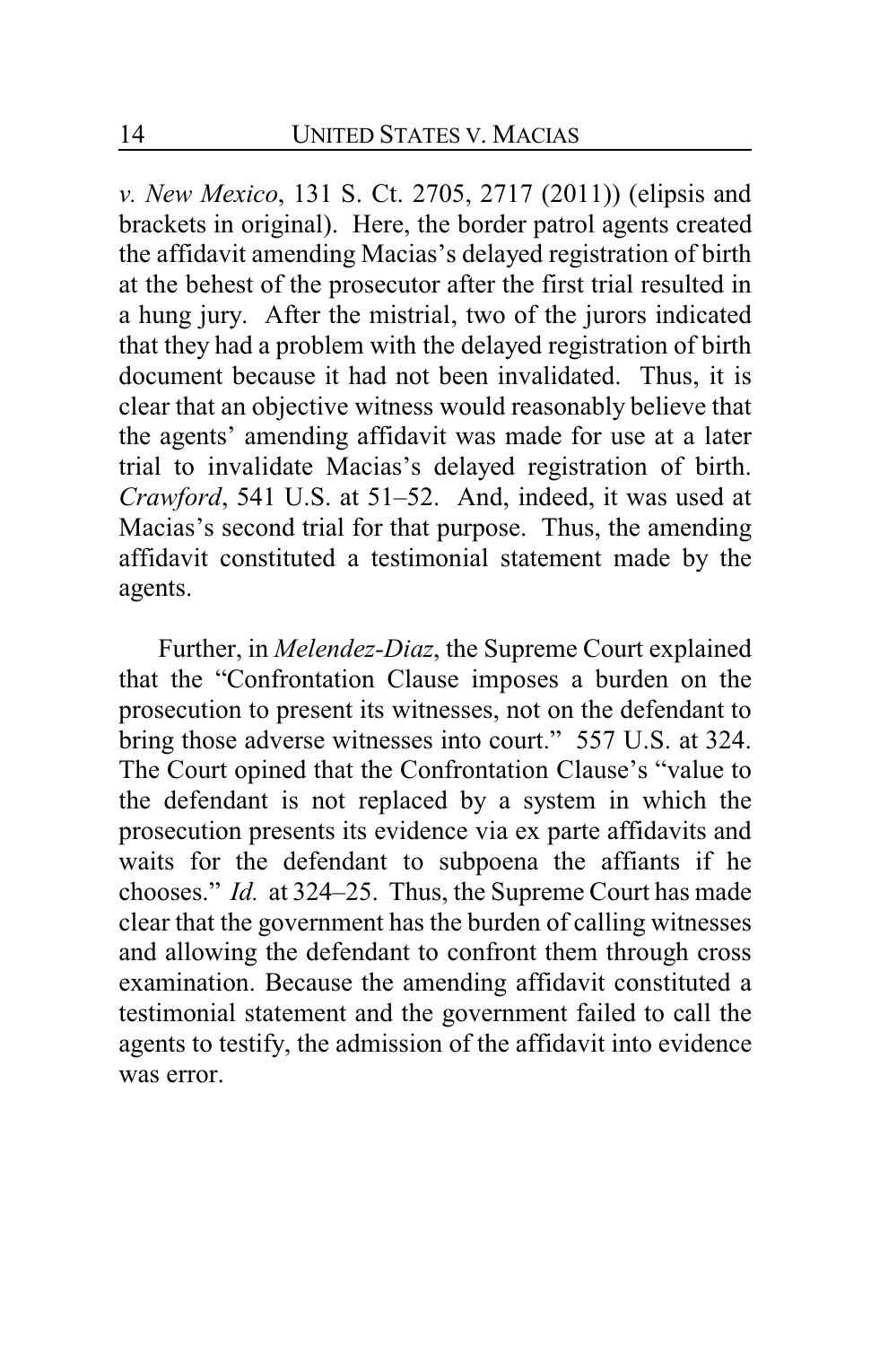*v. New Mexico*, 131 S. Ct. 2705, 2717 (2011)) (elipsis and brackets in original). Here, the border patrol agents created the affidavit amending Macias's delayed registration of birth at the behest of the prosecutor after the first trial resulted in a hung jury. After the mistrial, two of the jurors indicated that they had a problem with the delayed registration of birth document because it had not been invalidated. Thus, it is clear that an objective witness would reasonably believe that the agents' amending affidavit was made for use at a later trial to invalidate Macias's delayed registration of birth. *Crawford*, 541 U.S. at 51–52. And, indeed, it was used at Macias's second trial for that purpose. Thus, the amending affidavit constituted a testimonial statement made by the agents.

Further, in *Melendez-Diaz*, the Supreme Court explained that the "Confrontation Clause imposes a burden on the prosecution to present its witnesses, not on the defendant to bring those adverse witnesses into court." 557 U.S. at 324. The Court opined that the Confrontation Clause's "value to the defendant is not replaced by a system in which the prosecution presents its evidence via ex parte affidavits and waits for the defendant to subpoena the affiants if he chooses." *Id.* at 324–25. Thus, the Supreme Court has made clear that the government has the burden of calling witnesses and allowing the defendant to confront them through cross examination. Because the amending affidavit constituted a testimonial statement and the government failed to call the agents to testify, the admission of the affidavit into evidence was error.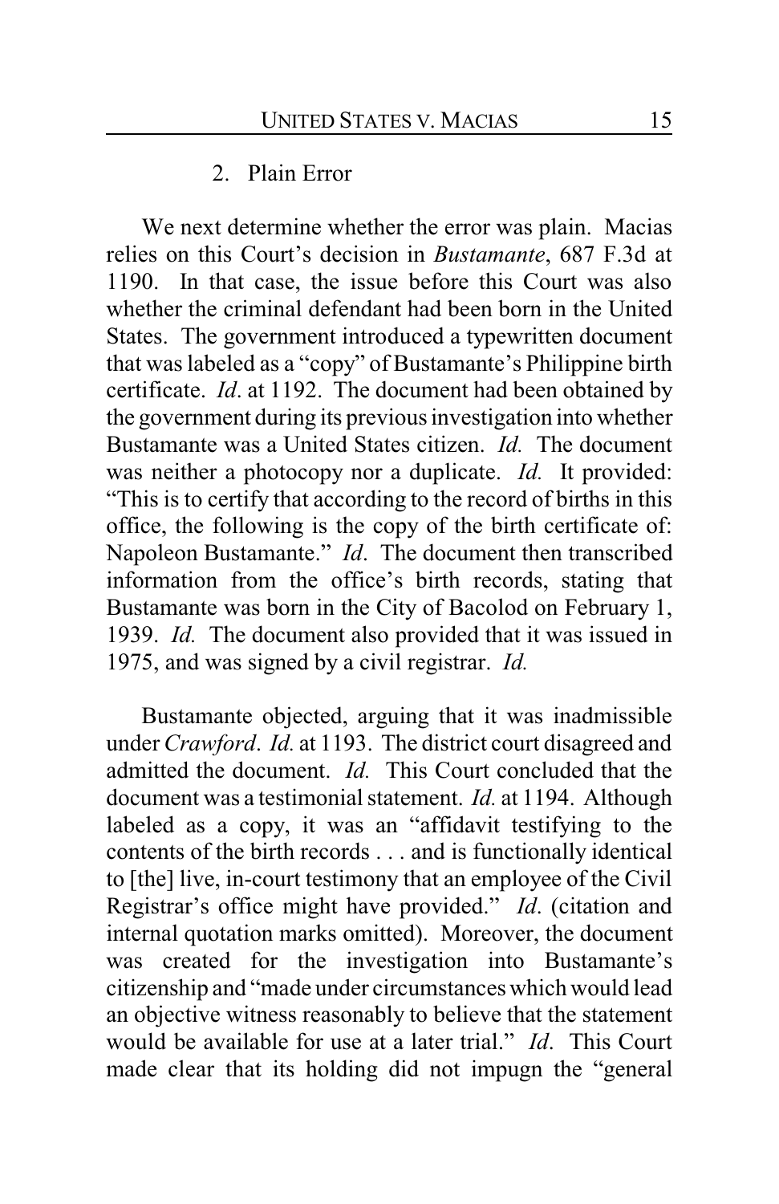### 2. Plain Error

We next determine whether the error was plain. Macias relies on this Court's decision in *Bustamante*, 687 F.3d at 1190. In that case, the issue before this Court was also whether the criminal defendant had been born in the United States. The government introduced a typewritten document that was labeled as a "copy" of Bustamante's Philippine birth certificate. *Id*. at 1192. The document had been obtained by the government during its previous investigation into whether Bustamante was a United States citizen. *Id.* The document was neither a photocopy nor a duplicate. *Id.* It provided: "This is to certify that according to the record of births in this office, the following is the copy of the birth certificate of: Napoleon Bustamante." *Id*. The document then transcribed information from the office's birth records, stating that Bustamante was born in the City of Bacolod on February 1, 1939. *Id.* The document also provided that it was issued in 1975, and was signed by a civil registrar. *Id.*

Bustamante objected, arguing that it was inadmissible under *Crawford*. *Id.* at 1193. The district court disagreed and admitted the document. *Id.* This Court concluded that the document was a testimonial statement. *Id.* at 1194. Although labeled as a copy, it was an "affidavit testifying to the contents of the birth records . . . and is functionally identical to [the] live, in-court testimony that an employee of the Civil Registrar's office might have provided." *Id*. (citation and internal quotation marks omitted). Moreover, the document was created for the investigation into Bustamante's citizenship and "made under circumstances which would lead an objective witness reasonably to believe that the statement would be available for use at a later trial." *Id*. This Court made clear that its holding did not impugn the "general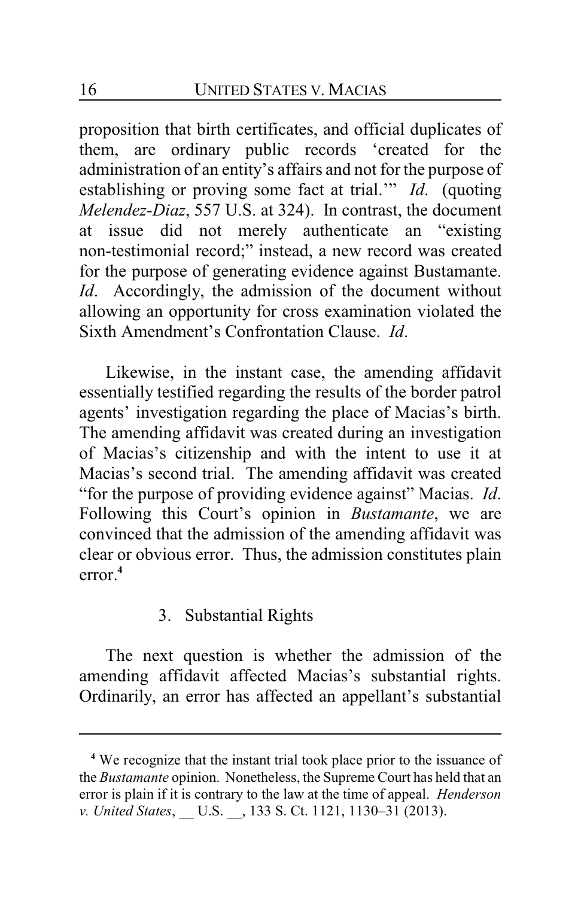proposition that birth certificates, and official duplicates of them, are ordinary public records 'created for the administration of an entity's affairs and not for the purpose of establishing or proving some fact at trial.'" *Id*. (quoting *Melendez-Diaz*, 557 U.S. at 324). In contrast, the document at issue did not merely authenticate an "existing non-testimonial record;" instead, a new record was created for the purpose of generating evidence against Bustamante. *Id*. Accordingly, the admission of the document without allowing an opportunity for cross examination violated the Sixth Amendment's Confrontation Clause. *Id*.

Likewise, in the instant case, the amending affidavit essentially testified regarding the results of the border patrol agents' investigation regarding the place of Macias's birth. The amending affidavit was created during an investigation of Macias's citizenship and with the intent to use it at Macias's second trial. The amending affidavit was created "for the purpose of providing evidence against" Macias. *Id*. Following this Court's opinion in *Bustamante*, we are convinced that the admission of the amending affidavit was clear or obvious error. Thus, the admission constitutes plain error.[4]

### 3. Substantial Rights

The next question is whether the admission of the amending affidavit affected Macias's substantial rights. Ordinarily, an error has affected an appellant's substantial

---

[4] We recognize that the instant trial took place prior to the issuance of the *Bustamante* opinion. Nonetheless, the Supreme Court has held that an error is plain if it is contrary to the law at the time of appeal. *Henderson v. United States*, __ U.S. __, 133 S. Ct. 1121, 1130–31 (2013).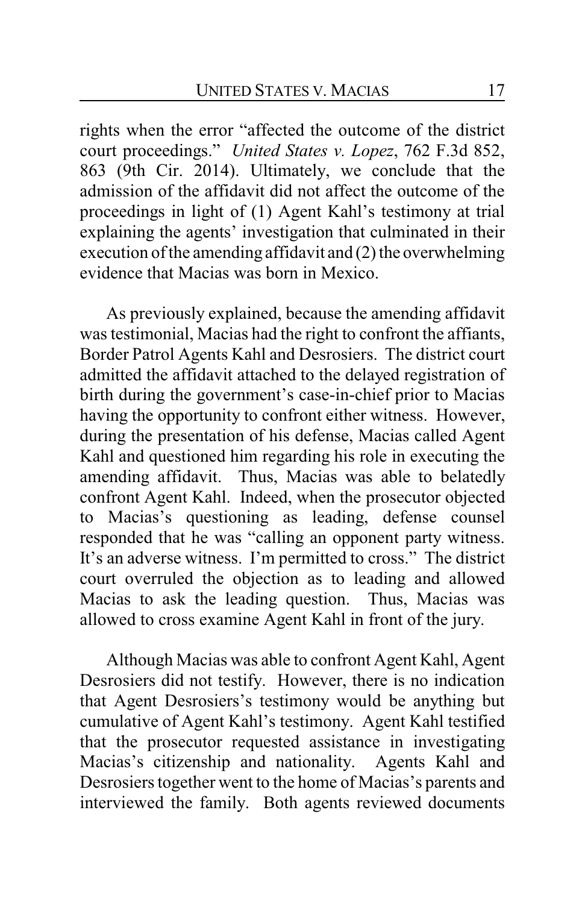rights when the error "affected the outcome of the district court proceedings." *United States v. Lopez*, 762 F.3d 852, 863 (9th Cir. 2014). Ultimately, we conclude that the admission of the affidavit did not affect the outcome of the proceedings in light of (1) Agent Kahl's testimony at trial explaining the agents' investigation that culminated in their execution of the amending affidavit and (2) the overwhelming evidence that Macias was born in Mexico.

As previously explained, because the amending affidavit was testimonial, Macias had the right to confront the affiants, Border Patrol Agents Kahl and Desrosiers. The district court admitted the affidavit attached to the delayed registration of birth during the government's case-in-chief prior to Macias having the opportunity to confront either witness. However, during the presentation of his defense, Macias called Agent Kahl and questioned him regarding his role in executing the amending affidavit. Thus, Macias was able to belatedly confront Agent Kahl. Indeed, when the prosecutor objected to Macias's questioning as leading, defense counsel responded that he was "calling an opponent party witness. It's an adverse witness. I'm permitted to cross." The district court overruled the objection as to leading and allowed Macias to ask the leading question. Thus, Macias was allowed to cross examine Agent Kahl in front of the jury.

Although Macias was able to confront Agent Kahl, Agent Desrosiers did not testify. However, there is no indication that Agent Desrosiers's testimony would be anything but cumulative of Agent Kahl's testimony. Agent Kahl testified that the prosecutor requested assistance in investigating Macias's citizenship and nationality. Agents Kahl and Desrosiers together went to the home of Macias's parents and interviewed the family. Both agents reviewed documents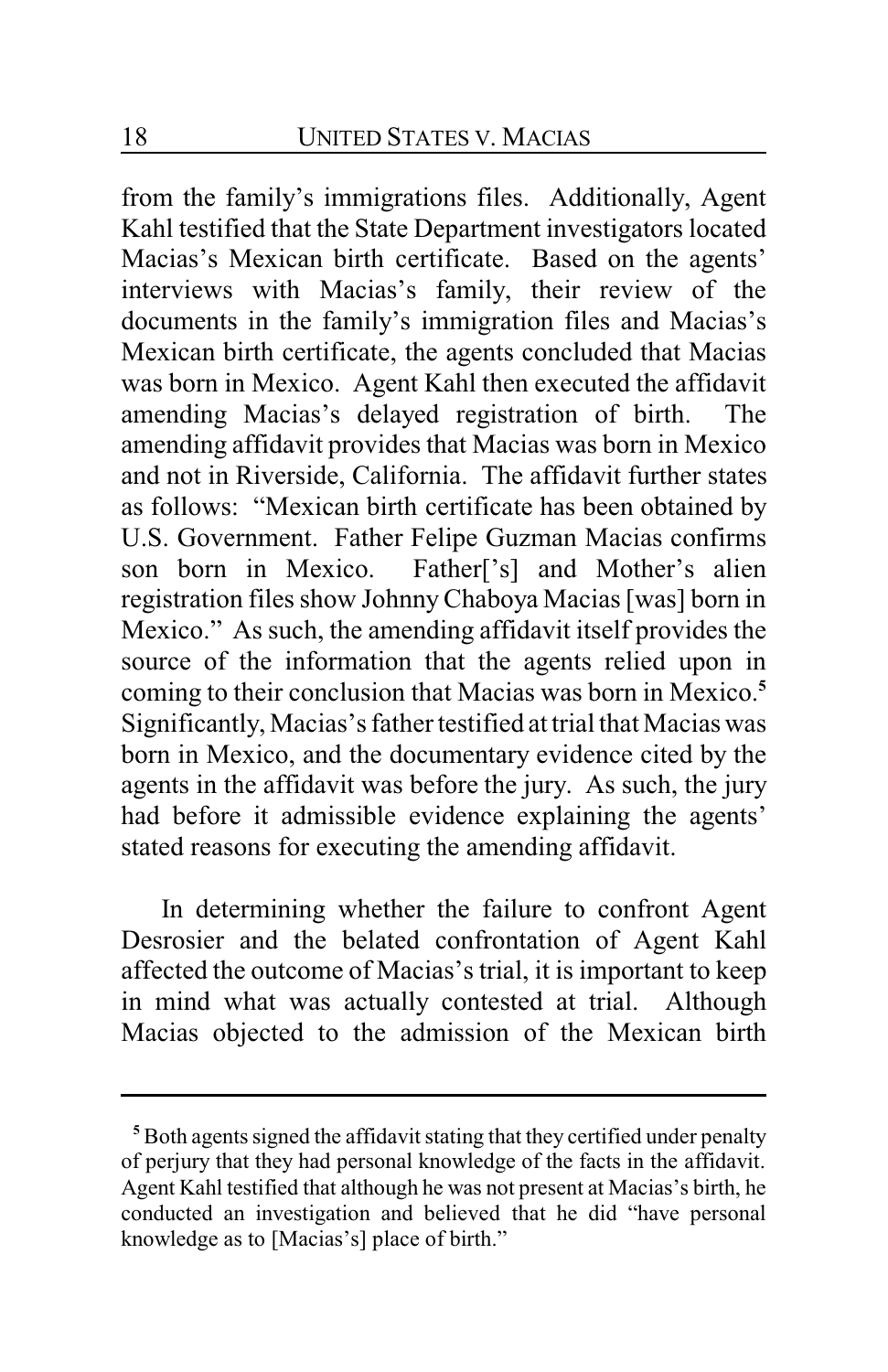from the family's immigrations files. Additionally, Agent Kahl testified that the State Department investigators located Macias's Mexican birth certificate. Based on the agents' interviews with Macias's family, their review of the documents in the family's immigration files and Macias's Mexican birth certificate, the agents concluded that Macias was born in Mexico. Agent Kahl then executed the affidavit amending Macias's delayed registration of birth. The amending affidavit provides that Macias was born in Mexico and not in Riverside, California. The affidavit further states as follows: "Mexican birth certificate has been obtained by U.S. Government. Father Felipe Guzman Macias confirms son born in Mexico. Father['s] and Mother's alien registration files show Johnny Chaboya Macias [was] born in Mexico." As such, the amending affidavit itself provides the source of the information that the agents relied upon in coming to their conclusion that Macias was born in Mexico.[5] Significantly, Macias's father testified at trial that Macias was born in Mexico, and the documentary evidence cited by the agents in the affidavit was before the jury. As such, the jury had before it admissible evidence explaining the agents' stated reasons for executing the amending affidavit.

In determining whether the failure to confront Agent Desrosier and the belated confrontation of Agent Kahl affected the outcome of Macias's trial, it is important to keep in mind what was actually contested at trial. Although Macias objected to the admission of the Mexican birth

---

[5] Both agents signed the affidavit stating that they certified under penalty of perjury that they had personal knowledge of the facts in the affidavit. Agent Kahl testified that although he was not present at Macias's birth, he conducted an investigation and believed that he did "have personal knowledge as to [Macias's] place of birth."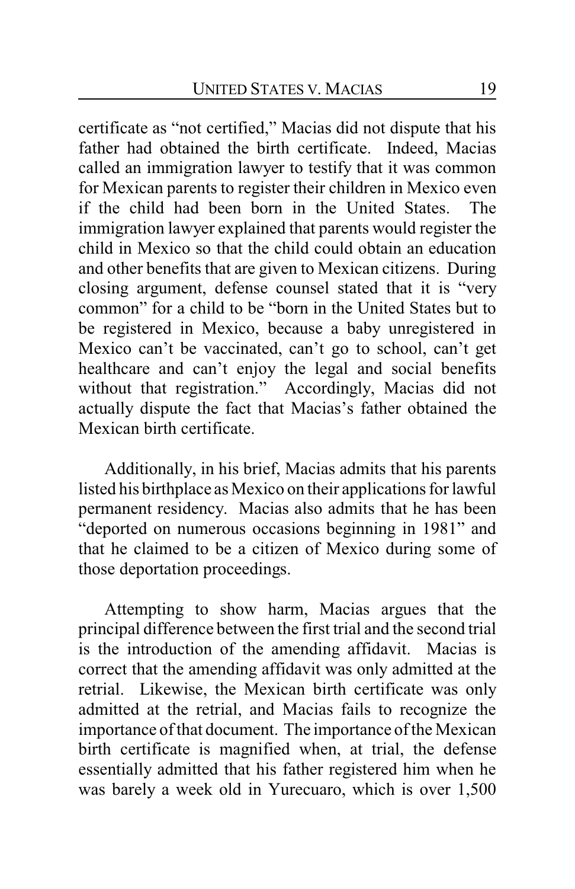certificate as "not certified," Macias did not dispute that his father had obtained the birth certificate. Indeed, Macias called an immigration lawyer to testify that it was common for Mexican parents to register their children in Mexico even if the child had been born in the United States. The immigration lawyer explained that parents would register the child in Mexico so that the child could obtain an education and other benefits that are given to Mexican citizens. During closing argument, defense counsel stated that it is "very common" for a child to be "born in the United States but to be registered in Mexico, because a baby unregistered in Mexico can't be vaccinated, can't go to school, can't get healthcare and can't enjoy the legal and social benefits without that registration." Accordingly, Macias did not actually dispute the fact that Macias's father obtained the Mexican birth certificate.

Additionally, in his brief, Macias admits that his parents listed his birthplace as Mexico on their applications for lawful permanent residency. Macias also admits that he has been "deported on numerous occasions beginning in 1981" and that he claimed to be a citizen of Mexico during some of those deportation proceedings.

Attempting to show harm, Macias argues that the principal difference between the first trial and the second trial is the introduction of the amending affidavit. Macias is correct that the amending affidavit was only admitted at the retrial. Likewise, the Mexican birth certificate was only admitted at the retrial, and Macias fails to recognize the importance of that document. The importance of the Mexican birth certificate is magnified when, at trial, the defense essentially admitted that his father registered him when he was barely a week old in Yurecuaro, which is over 1,500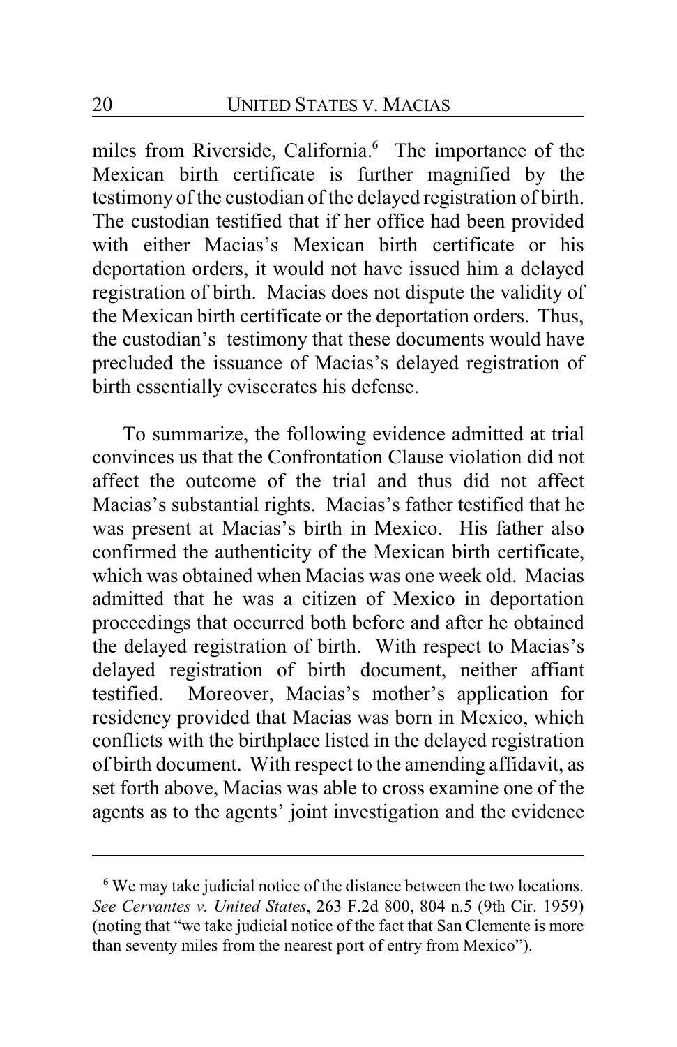miles from Riverside, California.[6] The importance of the Mexican birth certificate is further magnified by the testimony of the custodian of the delayed registration of birth. The custodian testified that if her office had been provided with either Macias's Mexican birth certificate or his deportation orders, it would not have issued him a delayed registration of birth. Macias does not dispute the validity of the Mexican birth certificate or the deportation orders. Thus, the custodian's testimony that these documents would have precluded the issuance of Macias's delayed registration of birth essentially eviscerates his defense.

To summarize, the following evidence admitted at trial convinces us that the Confrontation Clause violation did not affect the outcome of the trial and thus did not affect Macias's substantial rights. Macias's father testified that he was present at Macias's birth in Mexico. His father also confirmed the authenticity of the Mexican birth certificate, which was obtained when Macias was one week old. Macias admitted that he was a citizen of Mexico in deportation proceedings that occurred both before and after he obtained the delayed registration of birth. With respect to Macias's delayed registration of birth document, neither affiant testified. Moreover, Macias's mother's application for residency provided that Macias was born in Mexico, which conflicts with the birthplace listed in the delayed registration of birth document. With respect to the amending affidavit, as set forth above, Macias was able to cross examine one of the agents as to the agents' joint investigation and the evidence

---

[6] We may take judicial notice of the distance between the two locations. *See Cervantes v. United States*, 263 F.2d 800, 804 n.5 (9th Cir. 1959) (noting that "we take judicial notice of the fact that San Clemente is more than seventy miles from the nearest port of entry from Mexico").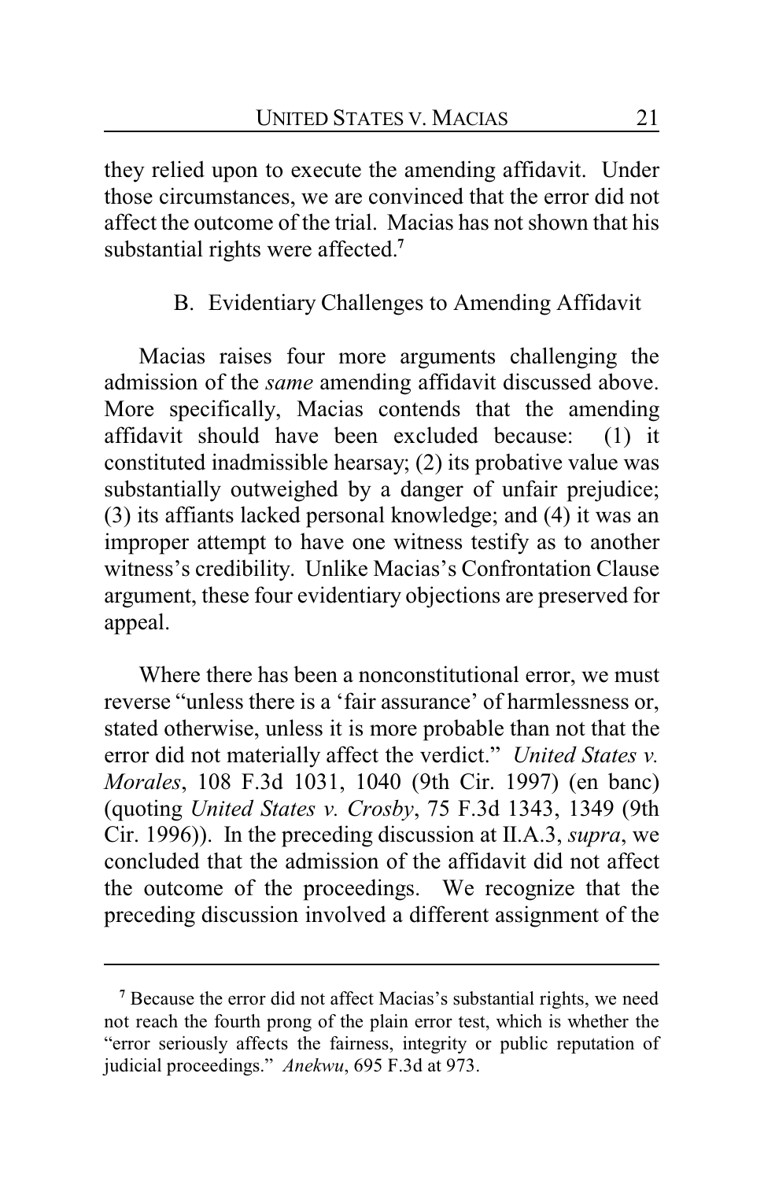they relied upon to execute the amending affidavit. Under those circumstances, we are convinced that the error did not affect the outcome of the trial. Macias has not shown that his substantial rights were affected.[7]

### B. Evidentiary Challenges to Amending Affidavit

Macias raises four more arguments challenging the admission of the *same* amending affidavit discussed above. More specifically, Macias contends that the amending affidavit should have been excluded because: (1) it constituted inadmissible hearsay; (2) its probative value was substantially outweighed by a danger of unfair prejudice; (3) its affiants lacked personal knowledge; and (4) it was an improper attempt to have one witness testify as to another witness's credibility. Unlike Macias's Confrontation Clause argument, these four evidentiary objections are preserved for appeal.

Where there has been a nonconstitutional error, we must reverse "unless there is a 'fair assurance' of harmlessness or, stated otherwise, unless it is more probable than not that the error did not materially affect the verdict." *United States v. Morales*, 108 F.3d 1031, 1040 (9th Cir. 1997) (en banc) (quoting *United States v. Crosby*, 75 F.3d 1343, 1349 (9th Cir. 1996)). In the preceding discussion at II.A.3, *supra*, we concluded that the admission of the affidavit did not affect the outcome of the proceedings. We recognize that the preceding discussion involved a different assignment of the

---

[7] Because the error did not affect Macias's substantial rights, we need not reach the fourth prong of the plain error test, which is whether the "error seriously affects the fairness, integrity or public reputation of judicial proceedings." *Anekwu*, 695 F.3d at 973.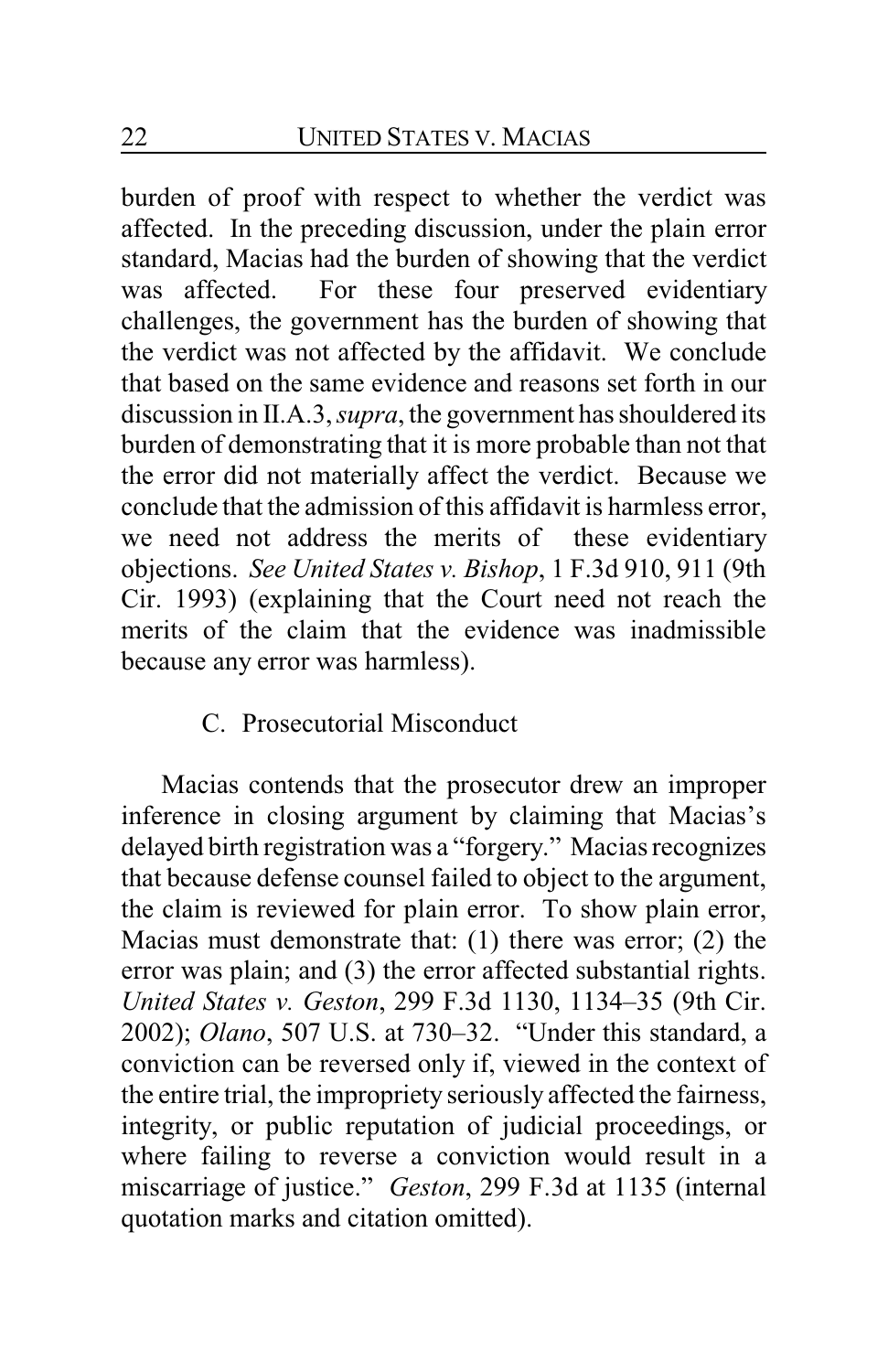burden of proof with respect to whether the verdict was affected. In the preceding discussion, under the plain error standard, Macias had the burden of showing that the verdict was affected. For these four preserved evidentiary challenges, the government has the burden of showing that the verdict was not affected by the affidavit. We conclude that based on the same evidence and reasons set forth in our discussion in II.A.3, *supra*, the government has shouldered its burden of demonstrating that it is more probable than not that the error did not materially affect the verdict. Because we conclude that the admission of this affidavit is harmless error, we need not address the merits of these evidentiary objections. *See United States v. Bishop*, 1 F.3d 910, 911 (9th Cir. 1993) (explaining that the Court need not reach the merits of the claim that the evidence was inadmissible because any error was harmless).

### C. Prosecutorial Misconduct

Macias contends that the prosecutor drew an improper inference in closing argument by claiming that Macias's delayed birth registration was a "forgery." Macias recognizes that because defense counsel failed to object to the argument, the claim is reviewed for plain error. To show plain error, Macias must demonstrate that: (1) there was error; (2) the error was plain; and (3) the error affected substantial rights. *United States v. Geston*, 299 F.3d 1130, 1134–35 (9th Cir. 2002); *Olano*, 507 U.S. at 730–32. "Under this standard, a conviction can be reversed only if, viewed in the context of the entire trial, the impropriety seriously affected the fairness, integrity, or public reputation of judicial proceedings, or where failing to reverse a conviction would result in a miscarriage of justice." *Geston*, 299 F.3d at 1135 (internal quotation marks and citation omitted).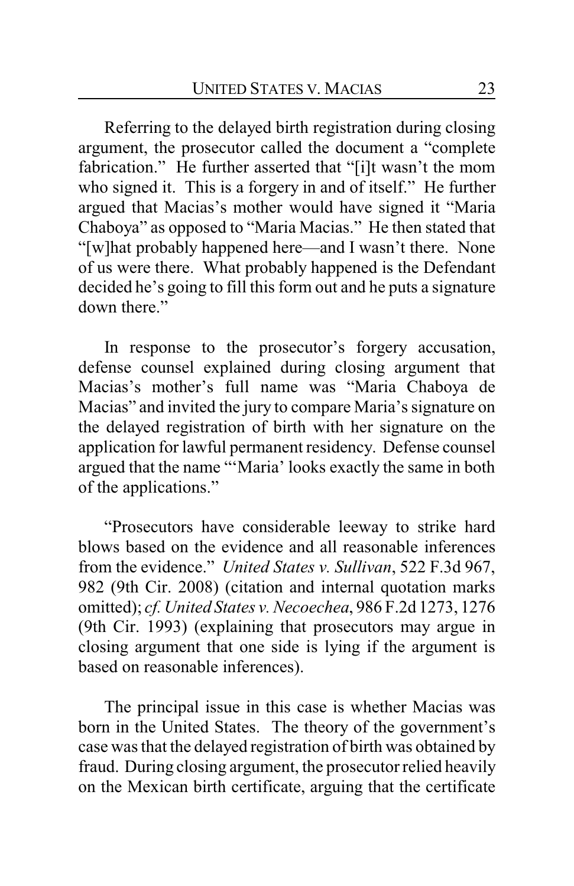Referring to the delayed birth registration during closing argument, the prosecutor called the document a "complete fabrication." He further asserted that "[i]t wasn't the mom who signed it. This is a forgery in and of itself." He further argued that Macias's mother would have signed it "Maria Chaboya" as opposed to "Maria Macias." He then stated that "[w]hat probably happened here—and I wasn't there. None of us were there. What probably happened is the Defendant decided he's going to fill this form out and he puts a signature down there."

In response to the prosecutor's forgery accusation, defense counsel explained during closing argument that Macias's mother's full name was "Maria Chaboya de Macias" and invited the jury to compare Maria's signature on the delayed registration of birth with her signature on the application for lawful permanent residency. Defense counsel argued that the name "'Maria' looks exactly the same in both of the applications."

"Prosecutors have considerable leeway to strike hard blows based on the evidence and all reasonable inferences from the evidence." *United States v. Sullivan*, 522 F.3d 967, 982 (9th Cir. 2008) (citation and internal quotation marks omitted); *cf. United States v. Necoechea*, 986 F.2d 1273, 1276 (9th Cir. 1993) (explaining that prosecutors may argue in closing argument that one side is lying if the argument is based on reasonable inferences).

The principal issue in this case is whether Macias was born in the United States. The theory of the government's case was that the delayed registration of birth was obtained by fraud. During closing argument, the prosecutor relied heavily on the Mexican birth certificate, arguing that the certificate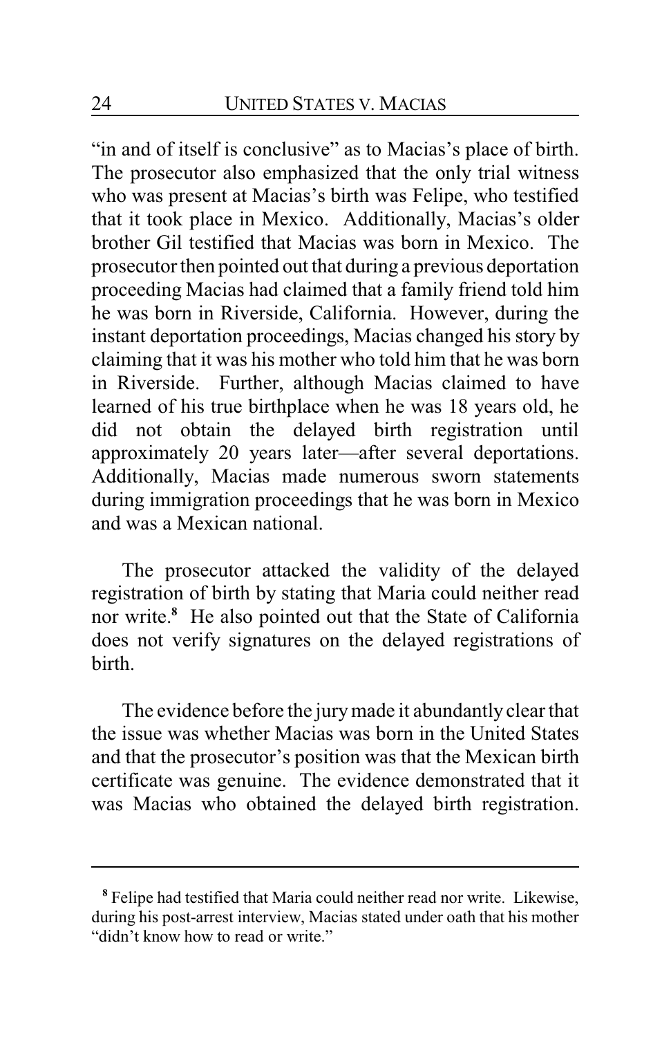"in and of itself is conclusive" as to Macias's place of birth. The prosecutor also emphasized that the only trial witness who was present at Macias's birth was Felipe, who testified that it took place in Mexico. Additionally, Macias's older brother Gil testified that Macias was born in Mexico. The prosecutor then pointed out that during a previous deportation proceeding Macias had claimed that a family friend told him he was born in Riverside, California. However, during the instant deportation proceedings, Macias changed his story by claiming that it was his mother who told him that he was born in Riverside. Further, although Macias claimed to have learned of his true birthplace when he was 18 years old, he did not obtain the delayed birth registration until approximately 20 years later—after several deportations. Additionally, Macias made numerous sworn statements during immigration proceedings that he was born in Mexico and was a Mexican national.

The prosecutor attacked the validity of the delayed registration of birth by stating that Maria could neither read nor write.[8] He also pointed out that the State of California does not verify signatures on the delayed registrations of birth.

The evidence before the jury made it abundantly clear that the issue was whether Macias was born in the United States and that the prosecutor's position was that the Mexican birth certificate was genuine. The evidence demonstrated that it was Macias who obtained the delayed birth registration.

---

[8] Felipe had testified that Maria could neither read nor write. Likewise, during his post-arrest interview, Macias stated under oath that his mother "didn't know how to read or write."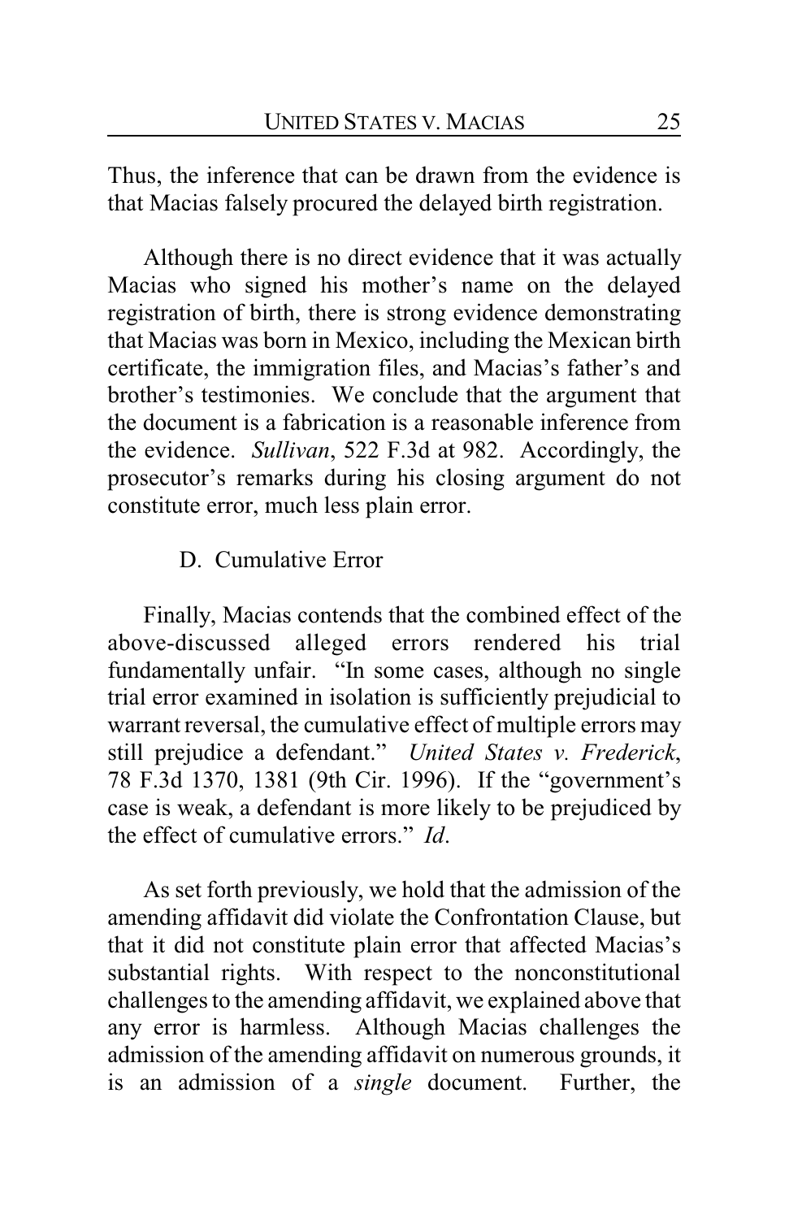Thus, the inference that can be drawn from the evidence is that Macias falsely procured the delayed birth registration.

Although there is no direct evidence that it was actually Macias who signed his mother's name on the delayed registration of birth, there is strong evidence demonstrating that Macias was born in Mexico, including the Mexican birth certificate, the immigration files, and Macias's father's and brother's testimonies. We conclude that the argument that the document is a fabrication is a reasonable inference from the evidence. *Sullivan*, 522 F.3d at 982. Accordingly, the prosecutor's remarks during his closing argument do not constitute error, much less plain error.

### D. Cumulative Error

Finally, Macias contends that the combined effect of the above-discussed alleged errors rendered his trial fundamentally unfair. "In some cases, although no single trial error examined in isolation is sufficiently prejudicial to warrant reversal, the cumulative effect of multiple errors may still prejudice a defendant." *United States v. Frederick*, 78 F.3d 1370, 1381 (9th Cir. 1996). If the "government's case is weak, a defendant is more likely to be prejudiced by the effect of cumulative errors." *Id*.

As set forth previously, we hold that the admission of the amending affidavit did violate the Confrontation Clause, but that it did not constitute plain error that affected Macias's substantial rights. With respect to the nonconstitutional challenges to the amending affidavit, we explained above that any error is harmless. Although Macias challenges the admission of the amending affidavit on numerous grounds, it is an admission of a *single* document. Further, the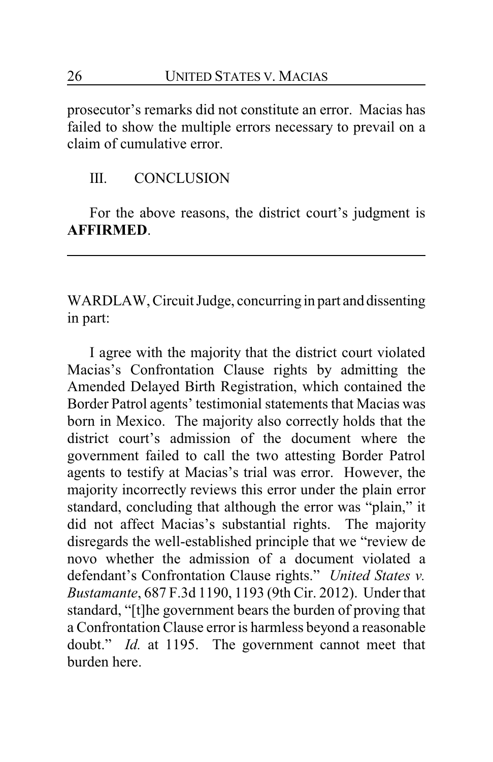prosecutor's remarks did not constitute an error. Macias has failed to show the multiple errors necessary to prevail on a claim of cumulative error.

## III. CONCLUSION

For the above reasons, the district court's judgment is **AFFIRMED**.

---

WARDLAW, Circuit Judge, concurring in part and dissenting in part:

I agree with the majority that the district court violated Macias's Confrontation Clause rights by admitting the Amended Delayed Birth Registration, which contained the Border Patrol agents' testimonial statements that Macias was born in Mexico. The majority also correctly holds that the district court's admission of the document where the government failed to call the two attesting Border Patrol agents to testify at Macias's trial was error. However, the majority incorrectly reviews this error under the plain error standard, concluding that although the error was "plain," it did not affect Macias's substantial rights. The majority disregards the well-established principle that we "review de novo whether the admission of a document violated a defendant's Confrontation Clause rights." *United States v. Bustamante*, 687 F.3d 1190, 1193 (9th Cir. 2012). Under that standard, "[t]he government bears the burden of proving that a Confrontation Clause error is harmless beyond a reasonable doubt." *Id.* at 1195. The government cannot meet that burden here.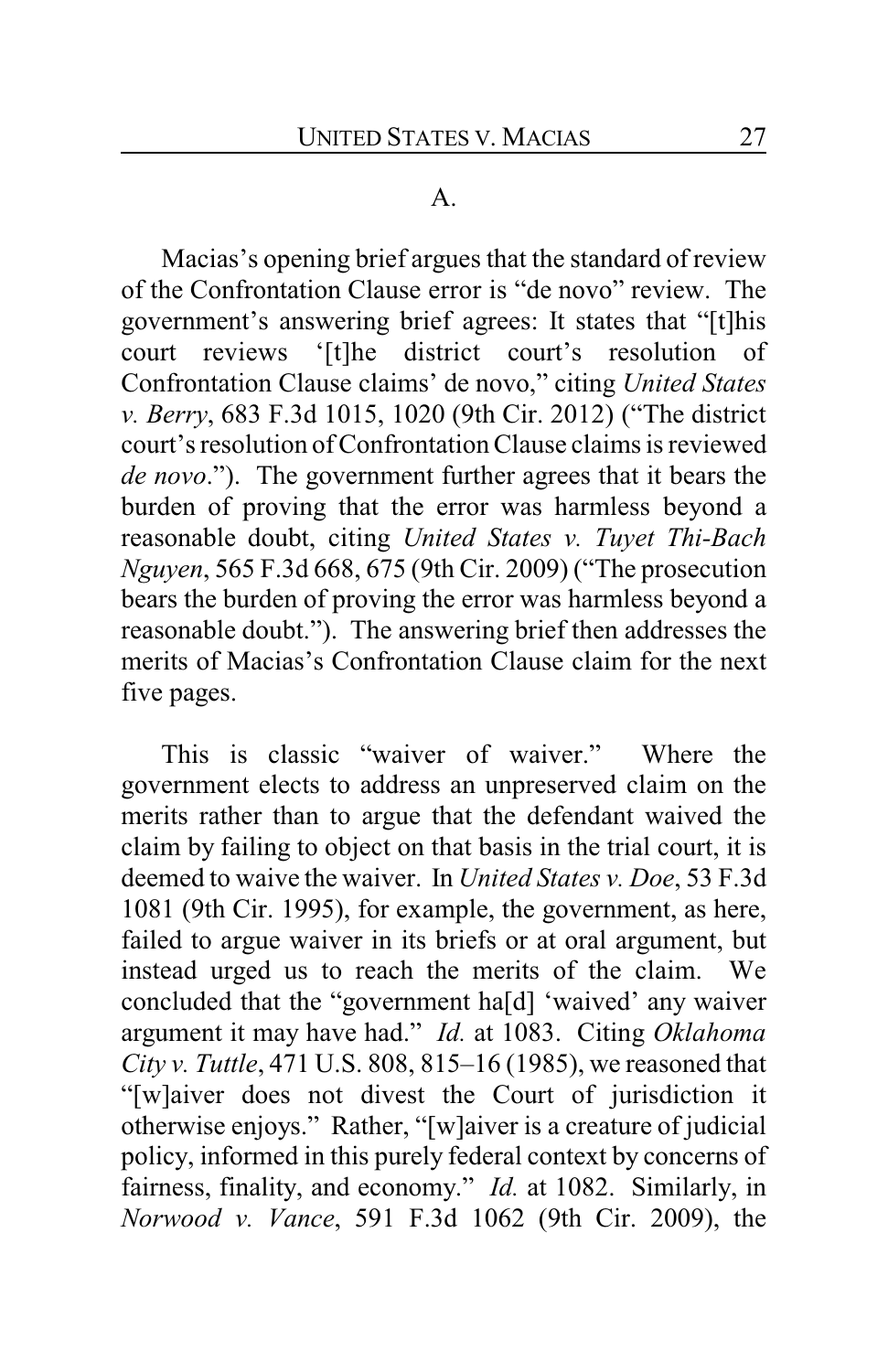A.

Macias's opening brief argues that the standard of review of the Confrontation Clause error is "de novo" review. The government's answering brief agrees: It states that "[t]his court reviews '[t]he district court's resolution of Confrontation Clause claims' de novo," citing *United States v. Berry*, 683 F.3d 1015, 1020 (9th Cir. 2012) ("The district court's resolution of Confrontation Clause claims is reviewed *de novo*."). The government further agrees that it bears the burden of proving that the error was harmless beyond a reasonable doubt, citing *United States v. Tuyet Thi-Bach Nguyen*, 565 F.3d 668, 675 (9th Cir. 2009) ("The prosecution bears the burden of proving the error was harmless beyond a reasonable doubt."). The answering brief then addresses the merits of Macias's Confrontation Clause claim for the next five pages.

This is classic "waiver of waiver." Where the government elects to address an unpreserved claim on the merits rather than to argue that the defendant waived the claim by failing to object on that basis in the trial court, it is deemed to waive the waiver. In *United States v. Doe*, 53 F.3d 1081 (9th Cir. 1995), for example, the government, as here, failed to argue waiver in its briefs or at oral argument, but instead urged us to reach the merits of the claim. We concluded that the "government ha[d] 'waived' any waiver argument it may have had." *Id.* at 1083. Citing *Oklahoma City v. Tuttle*, 471 U.S. 808, 815–16 (1985), we reasoned that "[w]aiver does not divest the Court of jurisdiction it otherwise enjoys." Rather, "[w]aiver is a creature of judicial policy, informed in this purely federal context by concerns of fairness, finality, and economy." *Id.* at 1082. Similarly, in *Norwood v. Vance*, 591 F.3d 1062 (9th Cir. 2009), the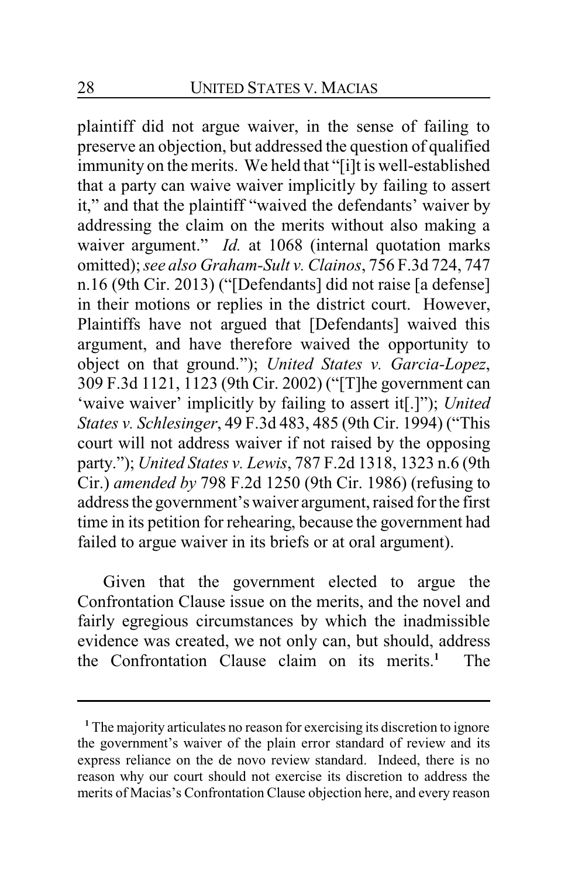plaintiff did not argue waiver, in the sense of failing to preserve an objection, but addressed the question of qualified immunity on the merits. We held that "[i]t is well-established that a party can waive waiver implicitly by failing to assert it," and that the plaintiff "waived the defendants' waiver by addressing the claim on the merits without also making a waiver argument." *Id.* at 1068 (internal quotation marks omitted); *see also Graham-Sult v. Clainos*, 756 F.3d 724, 747 n.16 (9th Cir. 2013) ("[Defendants] did not raise [a defense] in their motions or replies in the district court. However, Plaintiffs have not argued that [Defendants] waived this argument, and have therefore waived the opportunity to object on that ground."); *United States v. Garcia-Lopez*, 309 F.3d 1121, 1123 (9th Cir. 2002) ("[T]he government can 'waive waiver' implicitly by failing to assert it[.]"); *United States v. Schlesinger*, 49 F.3d 483, 485 (9th Cir. 1994) ("This court will not address waiver if not raised by the opposing party."); *United States v. Lewis*, 787 F.2d 1318, 1323 n.6 (9th Cir.) *amended by* 798 F.2d 1250 (9th Cir. 1986) (refusing to address the government's waiver argument, raised for the first time in its petition for rehearing, because the government had failed to argue waiver in its briefs or at oral argument).

Given that the government elected to argue the Confrontation Clause issue on the merits, and the novel and fairly egregious circumstances by which the inadmissible evidence was created, we not only can, but should, address the Confrontation Clause claim on its merits.[1] The

[1] The majority articulates no reason for exercising its discretion to ignore the government's waiver of the plain error standard of review and its express reliance on the de novo review standard. Indeed, there is no reason why our court should not exercise its discretion to address the merits of Macias's Confrontation Clause objection here, and every reason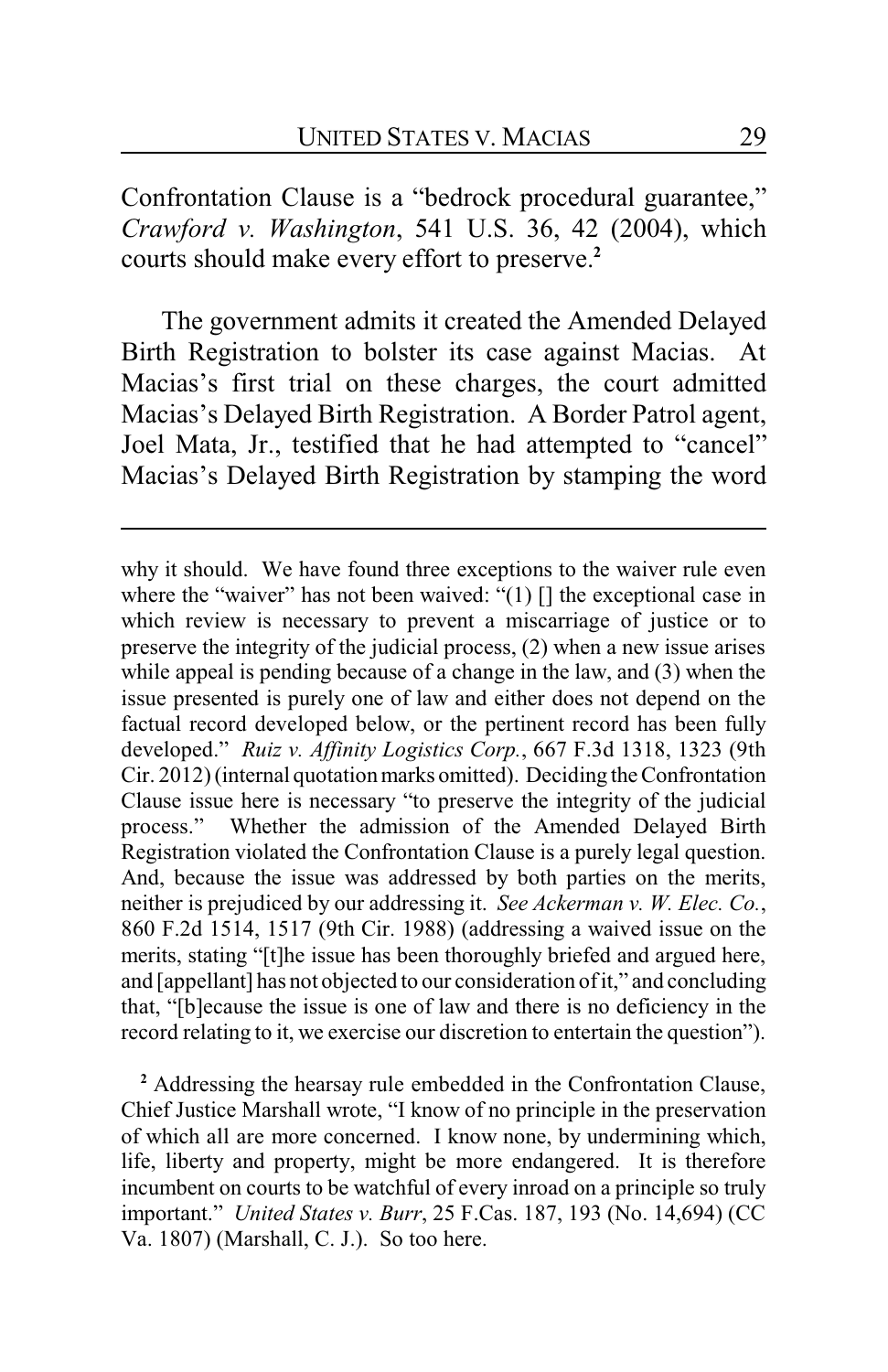Confrontation Clause is a "bedrock procedural guarantee," *Crawford v. Washington*, 541 U.S. 36, 42 (2004), which courts should make every effort to preserve.[2]

The government admits it created the Amended Delayed Birth Registration to bolster its case against Macias. At Macias's first trial on these charges, the court admitted Macias's Delayed Birth Registration. A Border Patrol agent, Joel Mata, Jr., testified that he had attempted to "cancel" Macias's Delayed Birth Registration by stamping the word

---

why it should. We have found three exceptions to the waiver rule even where the "waiver" has not been waived: "(1) [] the exceptional case in which review is necessary to prevent a miscarriage of justice or to preserve the integrity of the judicial process, (2) when a new issue arises while appeal is pending because of a change in the law, and (3) when the issue presented is purely one of law and either does not depend on the factual record developed below, or the pertinent record has been fully developed." *Ruiz v. Affinity Logistics Corp.*, 667 F.3d 1318, 1323 (9th Cir. 2012) (internal quotation marks omitted). Deciding the Confrontation Clause issue here is necessary "to preserve the integrity of the judicial process." Whether the admission of the Amended Delayed Birth Registration violated the Confrontation Clause is a purely legal question. And, because the issue was addressed by both parties on the merits, neither is prejudiced by our addressing it. *See Ackerman v. W. Elec. Co.*, 860 F.2d 1514, 1517 (9th Cir. 1988) (addressing a waived issue on the merits, stating "[t]he issue has been thoroughly briefed and argued here, and [appellant] has not objected to our consideration of it," and concluding that, "[b]ecause the issue is one of law and there is no deficiency in the record relating to it, we exercise our discretion to entertain the question").

[2] Addressing the hearsay rule embedded in the Confrontation Clause, Chief Justice Marshall wrote, "I know of no principle in the preservation of which all are more concerned. I know none, by undermining which, life, liberty and property, might be more endangered. It is therefore incumbent on courts to be watchful of every inroad on a principle so truly important." *United States v. Burr*, 25 F.Cas. 187, 193 (No. 14,694) (CC Va. 1807) (Marshall, C. J.). So too here.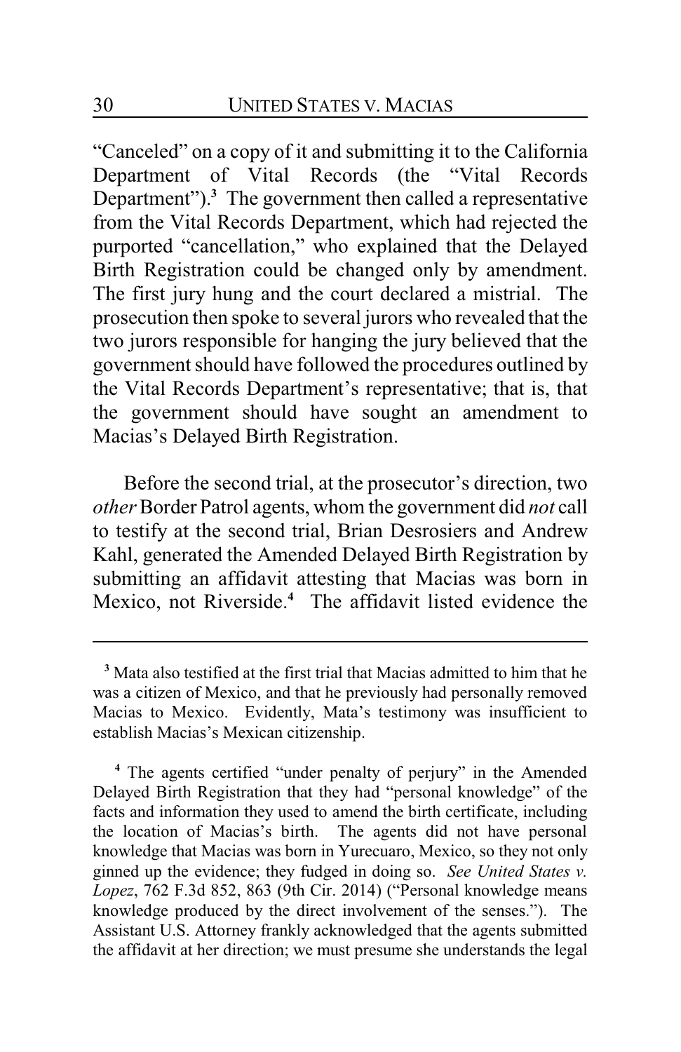"Canceled" on a copy of it and submitting it to the California Department of Vital Records (the "Vital Records Department").[3] The government then called a representative from the Vital Records Department, which had rejected the purported "cancellation," who explained that the Delayed Birth Registration could be changed only by amendment. The first jury hung and the court declared a mistrial. The prosecution then spoke to several jurors who revealed that the two jurors responsible for hanging the jury believed that the government should have followed the procedures outlined by the Vital Records Department's representative; that is, that the government should have sought an amendment to Macias's Delayed Birth Registration.

Before the second trial, at the prosecutor's direction, two *other* Border Patrol agents, whom the government did *not* call to testify at the second trial, Brian Desrosiers and Andrew Kahl, generated the Amended Delayed Birth Registration by submitting an affidavit attesting that Macias was born in Mexico, not Riverside.[4] The affidavit listed evidence the

---

[3] Mata also testified at the first trial that Macias admitted to him that he was a citizen of Mexico, and that he previously had personally removed Macias to Mexico. Evidently, Mata's testimony was insufficient to establish Macias's Mexican citizenship.

[4] The agents certified "under penalty of perjury" in the Amended Delayed Birth Registration that they had "personal knowledge" of the facts and information they used to amend the birth certificate, including the location of Macias's birth. The agents did not have personal knowledge that Macias was born in Yurecuaro, Mexico, so they not only ginned up the evidence; they fudged in doing so. *See United States v. Lopez*, 762 F.3d 852, 863 (9th Cir. 2014) ("Personal knowledge means knowledge produced by the direct involvement of the senses."). The Assistant U.S. Attorney frankly acknowledged that the agents submitted the affidavit at her direction; we must presume she understands the legal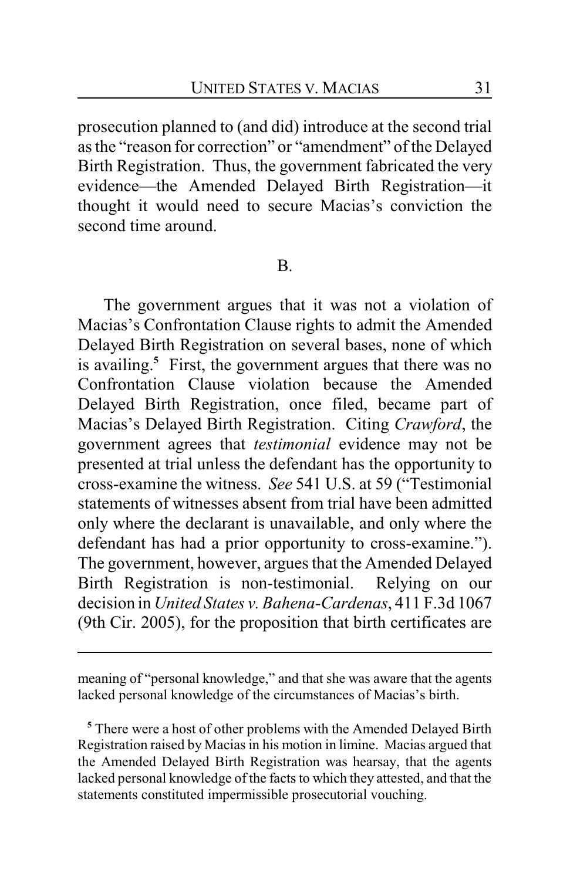prosecution planned to (and did) introduce at the second trial as the "reason for correction" or "amendment" of the Delayed Birth Registration. Thus, the government fabricated the very evidence—the Amended Delayed Birth Registration—it thought it would need to secure Macias's conviction the second time around.

## B.

The government argues that it was not a violation of Macias's Confrontation Clause rights to admit the Amended Delayed Birth Registration on several bases, none of which is availing.[5] First, the government argues that there was no Confrontation Clause violation because the Amended Delayed Birth Registration, once filed, became part of Macias's Delayed Birth Registration. Citing *Crawford*, the government agrees that *testimonial* evidence may not be presented at trial unless the defendant has the opportunity to cross-examine the witness. *See* 541 U.S. at 59 ("Testimonial statements of witnesses absent from trial have been admitted only where the declarant is unavailable, and only where the defendant has had a prior opportunity to cross-examine."). The government, however, argues that the Amended Delayed Birth Registration is non-testimonial. Relying on our decision in *United States v. Bahena-Cardenas*, 411 F.3d 1067 (9th Cir. 2005), for the proposition that birth certificates are

---

meaning of "personal knowledge," and that she was aware that the agents lacked personal knowledge of the circumstances of Macias's birth.

[5] There were a host of other problems with the Amended Delayed Birth Registration raised by Macias in his motion in limine. Macias argued that the Amended Delayed Birth Registration was hearsay, that the agents lacked personal knowledge of the facts to which they attested, and that the statements constituted impermissible prosecutorial vouching.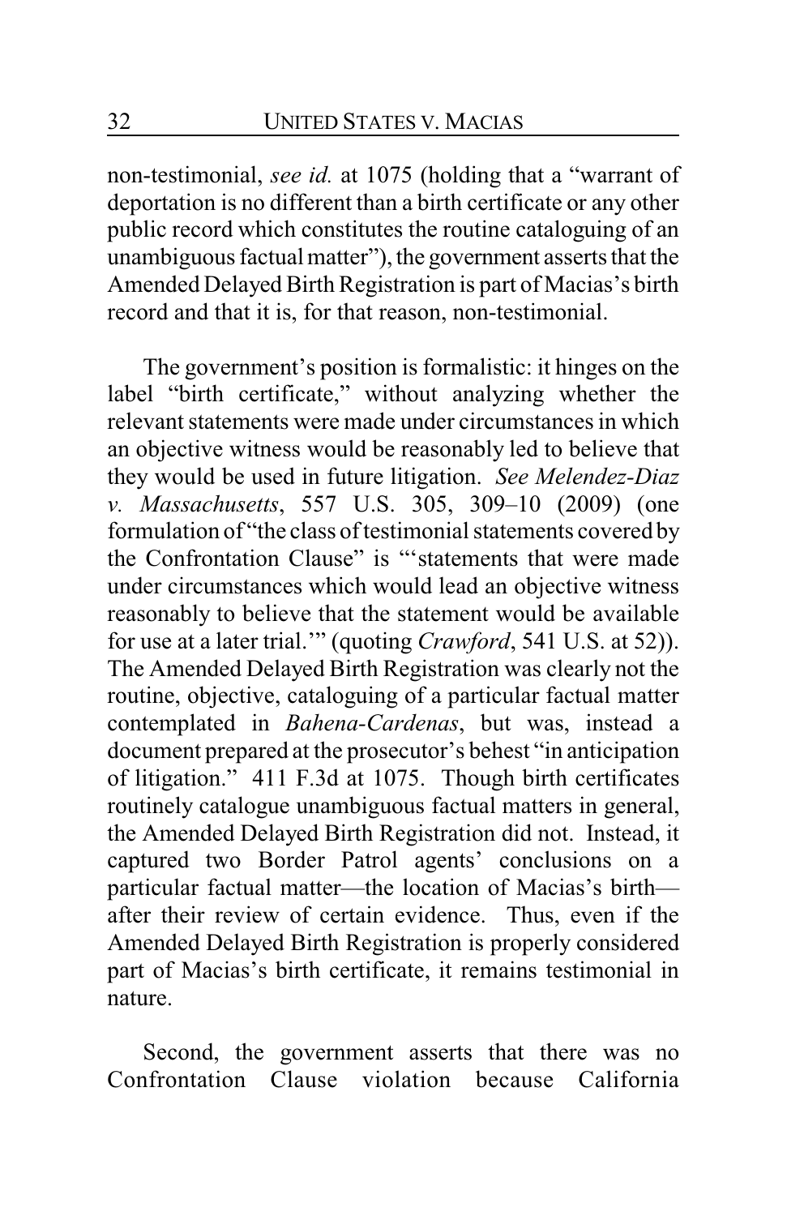non-testimonial, *see id.* at 1075 (holding that a "warrant of deportation is no different than a birth certificate or any other public record which constitutes the routine cataloguing of an unambiguous factual matter"), the government asserts that the Amended Delayed Birth Registration is part of Macias's birth record and that it is, for that reason, non-testimonial.

The government's position is formalistic: it hinges on the label "birth certificate," without analyzing whether the relevant statements were made under circumstances in which an objective witness would be reasonably led to believe that they would be used in future litigation. *See Melendez-Diaz v. Massachusetts*, 557 U.S. 305, 309–10 (2009) (one formulation of "the class of testimonial statements covered by the Confrontation Clause" is "'statements that were made under circumstances which would lead an objective witness reasonably to believe that the statement would be available for use at a later trial.'" (quoting *Crawford*, 541 U.S. at 52)). The Amended Delayed Birth Registration was clearly not the routine, objective, cataloguing of a particular factual matter contemplated in *Bahena-Cardenas*, but was, instead a document prepared at the prosecutor's behest "in anticipation of litigation." 411 F.3d at 1075. Though birth certificates routinely catalogue unambiguous factual matters in general, the Amended Delayed Birth Registration did not. Instead, it captured two Border Patrol agents' conclusions on a particular factual matter—the location of Macias's birth—after their review of certain evidence. Thus, even if the Amended Delayed Birth Registration is properly considered part of Macias's birth certificate, it remains testimonial in nature.

Second, the government asserts that there was no Confrontation Clause violation because California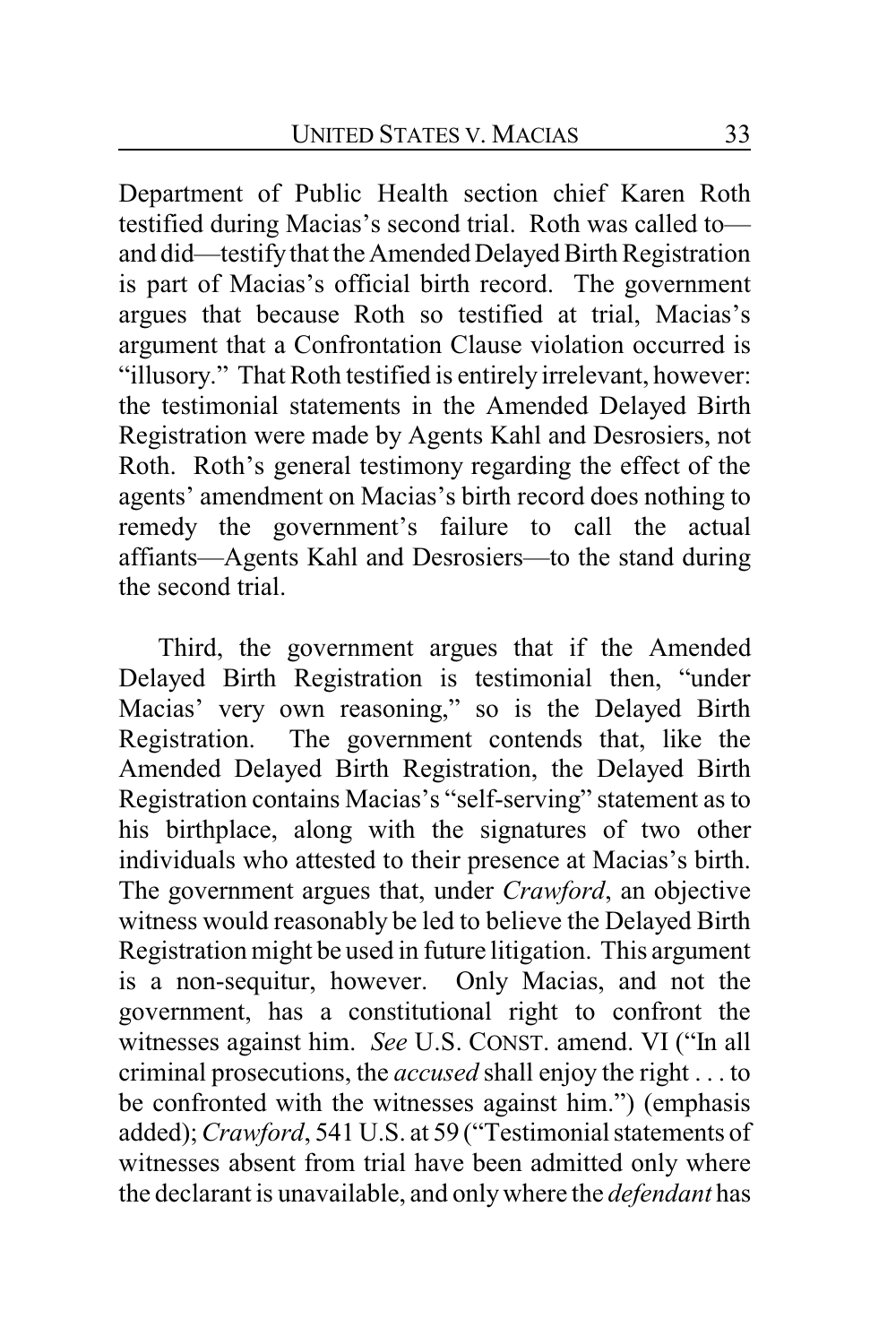Department of Public Health section chief Karen Roth testified during Macias's second trial. Roth was called to—and did—testify that the Amended Delayed Birth Registration is part of Macias's official birth record. The government argues that because Roth so testified at trial, Macias's argument that a Confrontation Clause violation occurred is "illusory." That Roth testified is entirely irrelevant, however: the testimonial statements in the Amended Delayed Birth Registration were made by Agents Kahl and Desrosiers, not Roth. Roth's general testimony regarding the effect of the agents' amendment on Macias's birth record does nothing to remedy the government's failure to call the actual affiants—Agents Kahl and Desrosiers—to the stand during the second trial.

Third, the government argues that if the Amended Delayed Birth Registration is testimonial then, "under Macias' very own reasoning," so is the Delayed Birth Registration. The government contends that, like the Amended Delayed Birth Registration, the Delayed Birth Registration contains Macias's "self-serving" statement as to his birthplace, along with the signatures of two other individuals who attested to their presence at Macias's birth. The government argues that, under *Crawford*, an objective witness would reasonably be led to believe the Delayed Birth Registration might be used in future litigation. This argument is a non-sequitur, however. Only Macias, and not the government, has a constitutional right to confront the witnesses against him. *See* U.S. CONST. amend. VI ("In all criminal prosecutions, the *accused* shall enjoy the right . . . to be confronted with the witnesses against him.") (emphasis added); *Crawford*, 541 U.S. at 59 ("Testimonial statements of witnesses absent from trial have been admitted only where the declarant is unavailable, and only where the *defendant* has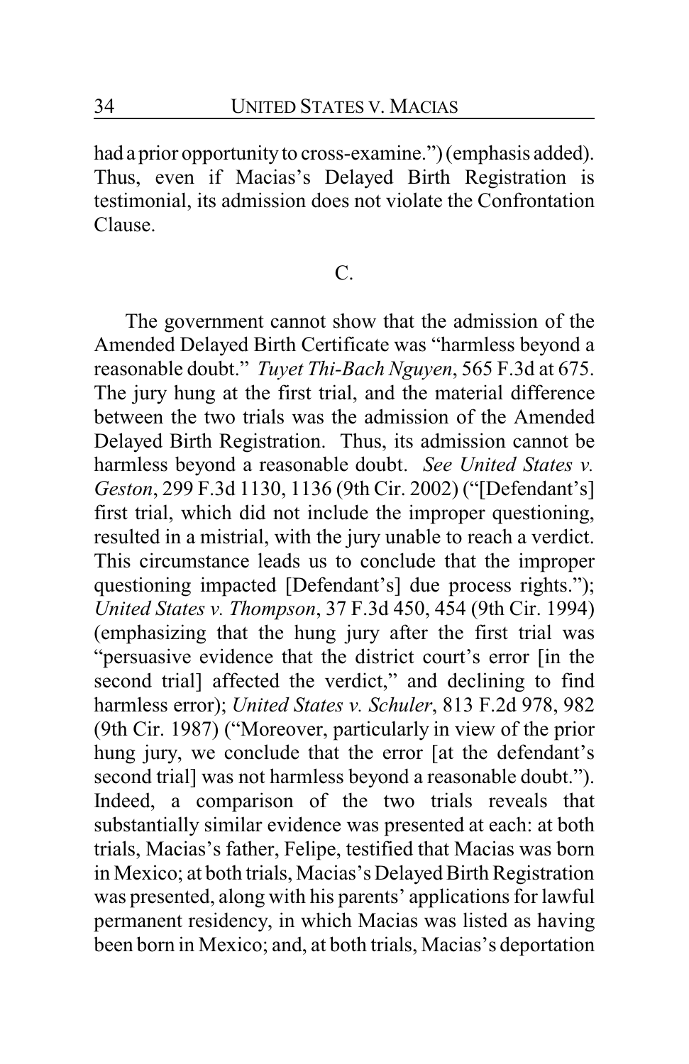had a prior opportunity to cross-examine.") (emphasis added). Thus, even if Macias's Delayed Birth Registration is testimonial, its admission does not violate the Confrontation Clause.

C.

The government cannot show that the admission of the Amended Delayed Birth Certificate was "harmless beyond a reasonable doubt." *Tuyet Thi-Bach Nguyen*, 565 F.3d at 675. The jury hung at the first trial, and the material difference between the two trials was the admission of the Amended Delayed Birth Registration. Thus, its admission cannot be harmless beyond a reasonable doubt. *See United States v. Geston*, 299 F.3d 1130, 1136 (9th Cir. 2002) ("[Defendant's] first trial, which did not include the improper questioning, resulted in a mistrial, with the jury unable to reach a verdict. This circumstance leads us to conclude that the improper questioning impacted [Defendant's] due process rights."); *United States v. Thompson*, 37 F.3d 450, 454 (9th Cir. 1994) (emphasizing that the hung jury after the first trial was "persuasive evidence that the district court's error [in the second trial] affected the verdict," and declining to find harmless error); *United States v. Schuler*, 813 F.2d 978, 982 (9th Cir. 1987) ("Moreover, particularly in view of the prior hung jury, we conclude that the error [at the defendant's second trial] was not harmless beyond a reasonable doubt."). Indeed, a comparison of the two trials reveals that substantially similar evidence was presented at each: at both trials, Macias's father, Felipe, testified that Macias was born in Mexico; at both trials, Macias's Delayed Birth Registration was presented, along with his parents' applications for lawful permanent residency, in which Macias was listed as having been born in Mexico; and, at both trials, Macias's deportation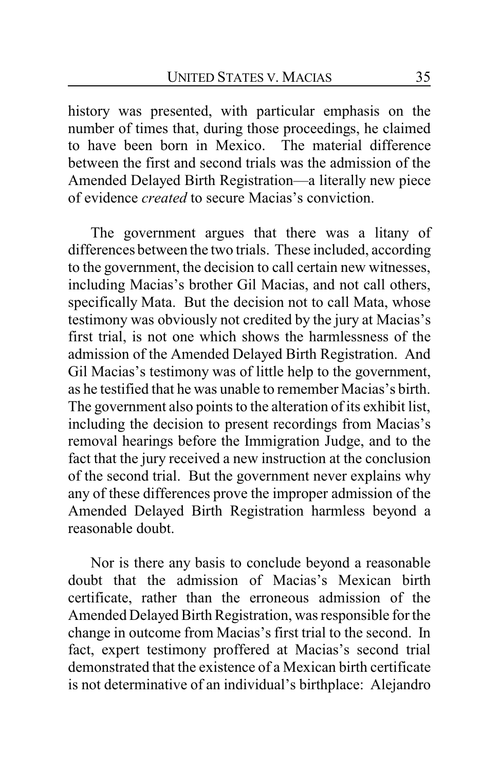history was presented, with particular emphasis on the number of times that, during those proceedings, he claimed to have been born in Mexico. The material difference between the first and second trials was the admission of the Amended Delayed Birth Registration—a literally new piece of evidence *created* to secure Macias's conviction.

The government argues that there was a litany of differences between the two trials. These included, according to the government, the decision to call certain new witnesses, including Macias's brother Gil Macias, and not call others, specifically Mata. But the decision not to call Mata, whose testimony was obviously not credited by the jury at Macias's first trial, is not one which shows the harmlessness of the admission of the Amended Delayed Birth Registration. And Gil Macias's testimony was of little help to the government, as he testified that he was unable to remember Macias's birth. The government also points to the alteration of its exhibit list, including the decision to present recordings from Macias's removal hearings before the Immigration Judge, and to the fact that the jury received a new instruction at the conclusion of the second trial. But the government never explains why any of these differences prove the improper admission of the Amended Delayed Birth Registration harmless beyond a reasonable doubt.

Nor is there any basis to conclude beyond a reasonable doubt that the admission of Macias's Mexican birth certificate, rather than the erroneous admission of the Amended Delayed Birth Registration, was responsible for the change in outcome from Macias's first trial to the second. In fact, expert testimony proffered at Macias's second trial demonstrated that the existence of a Mexican birth certificate is not determinative of an individual's birthplace: Alejandro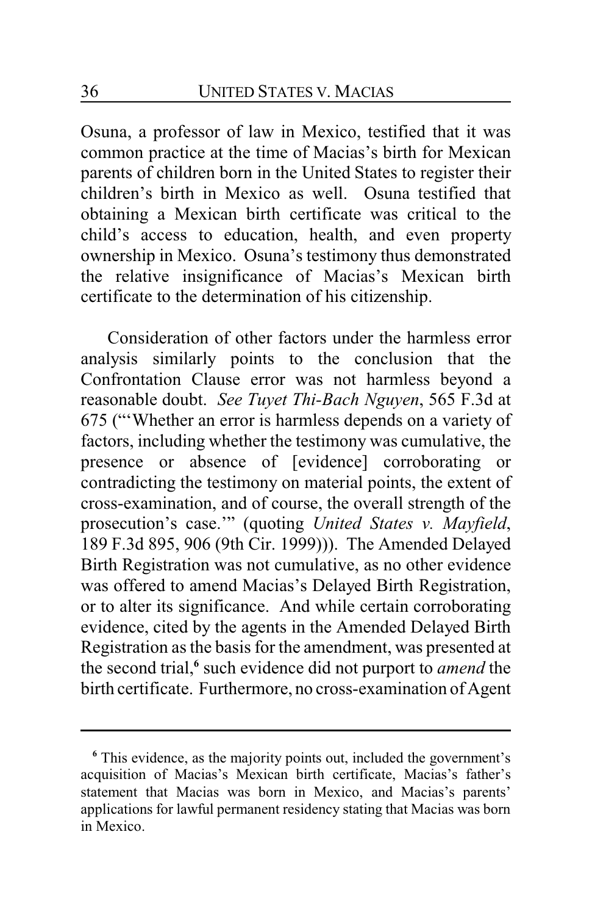Osuna, a professor of law in Mexico, testified that it was common practice at the time of Macias's birth for Mexican parents of children born in the United States to register their children's birth in Mexico as well. Osuna testified that obtaining a Mexican birth certificate was critical to the child's access to education, health, and even property ownership in Mexico. Osuna's testimony thus demonstrated the relative insignificance of Macias's Mexican birth certificate to the determination of his citizenship.

Consideration of other factors under the harmless error analysis similarly points to the conclusion that the Confrontation Clause error was not harmless beyond a reasonable doubt. *See Tuyet Thi-Bach Nguyen*, 565 F.3d at 675 ("'Whether an error is harmless depends on a variety of factors, including whether the testimony was cumulative, the presence or absence of [evidence] corroborating or contradicting the testimony on material points, the extent of cross-examination, and of course, the overall strength of the prosecution's case.'" (quoting *United States v. Mayfield*, 189 F.3d 895, 906 (9th Cir. 1999))). The Amended Delayed Birth Registration was not cumulative, as no other evidence was offered to amend Macias's Delayed Birth Registration, or to alter its significance. And while certain corroborating evidence, cited by the agents in the Amended Delayed Birth Registration as the basis for the amendment, was presented at the second trial,[6] such evidence did not purport to *amend* the birth certificate. Furthermore, no cross-examination of Agent

[6] This evidence, as the majority points out, included the government's acquisition of Macias's Mexican birth certificate, Macias's father's statement that Macias was born in Mexico, and Macias's parents' applications for lawful permanent residency stating that Macias was born in Mexico.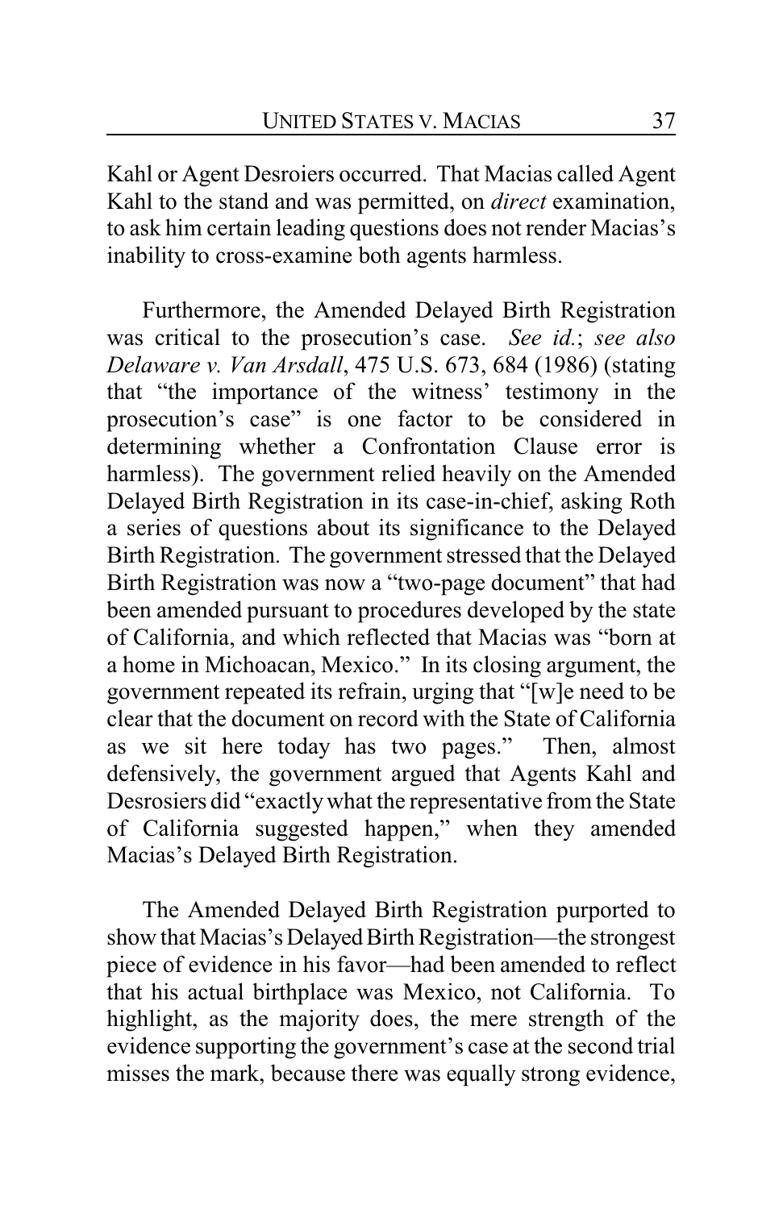Kahl or Agent Desroiers occurred. That Macias called Agent Kahl to the stand and was permitted, on *direct* examination, to ask him certain leading questions does not render Macias's inability to cross-examine both agents harmless.

Furthermore, the Amended Delayed Birth Registration was critical to the prosecution's case. *See id.*; *see also Delaware v. Van Arsdall*, 475 U.S. 673, 684 (1986) (stating that "the importance of the witness' testimony in the prosecution's case" is one factor to be considered in determining whether a Confrontation Clause error is harmless). The government relied heavily on the Amended Delayed Birth Registration in its case-in-chief, asking Roth a series of questions about its significance to the Delayed Birth Registration. The government stressed that the Delayed Birth Registration was now a "two-page document" that had been amended pursuant to procedures developed by the state of California, and which reflected that Macias was "born at a home in Michoacan, Mexico." In its closing argument, the government repeated its refrain, urging that "[w]e need to be clear that the document on record with the State of California as we sit here today has two pages." Then, almost defensively, the government argued that Agents Kahl and Desrosiers did "exactly what the representative from the State of California suggested happen," when they amended Macias's Delayed Birth Registration.

The Amended Delayed Birth Registration purported to show that Macias's Delayed Birth Registration—the strongest piece of evidence in his favor—had been amended to reflect that his actual birthplace was Mexico, not California. To highlight, as the majority does, the mere strength of the evidence supporting the government's case at the second trial misses the mark, because there was equally strong evidence,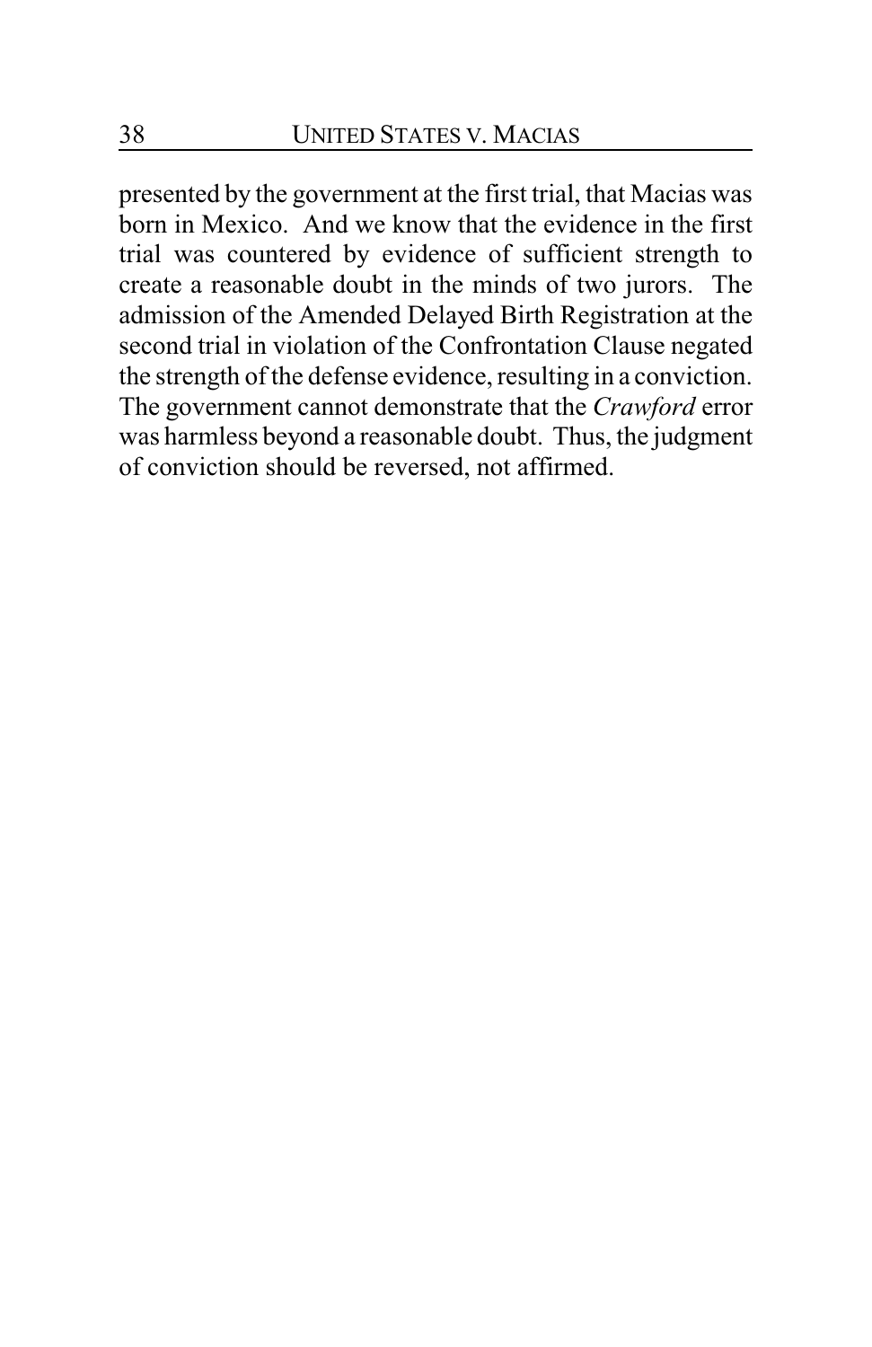presented by the government at the first trial, that Macias was born in Mexico. And we know that the evidence in the first trial was countered by evidence of sufficient strength to create a reasonable doubt in the minds of two jurors. The admission of the Amended Delayed Birth Registration at the second trial in violation of the Confrontation Clause negated the strength of the defense evidence, resulting in a conviction. The government cannot demonstrate that the *Crawford* error was harmless beyond a reasonable doubt. Thus, the judgment of conviction should be reversed, not affirmed.